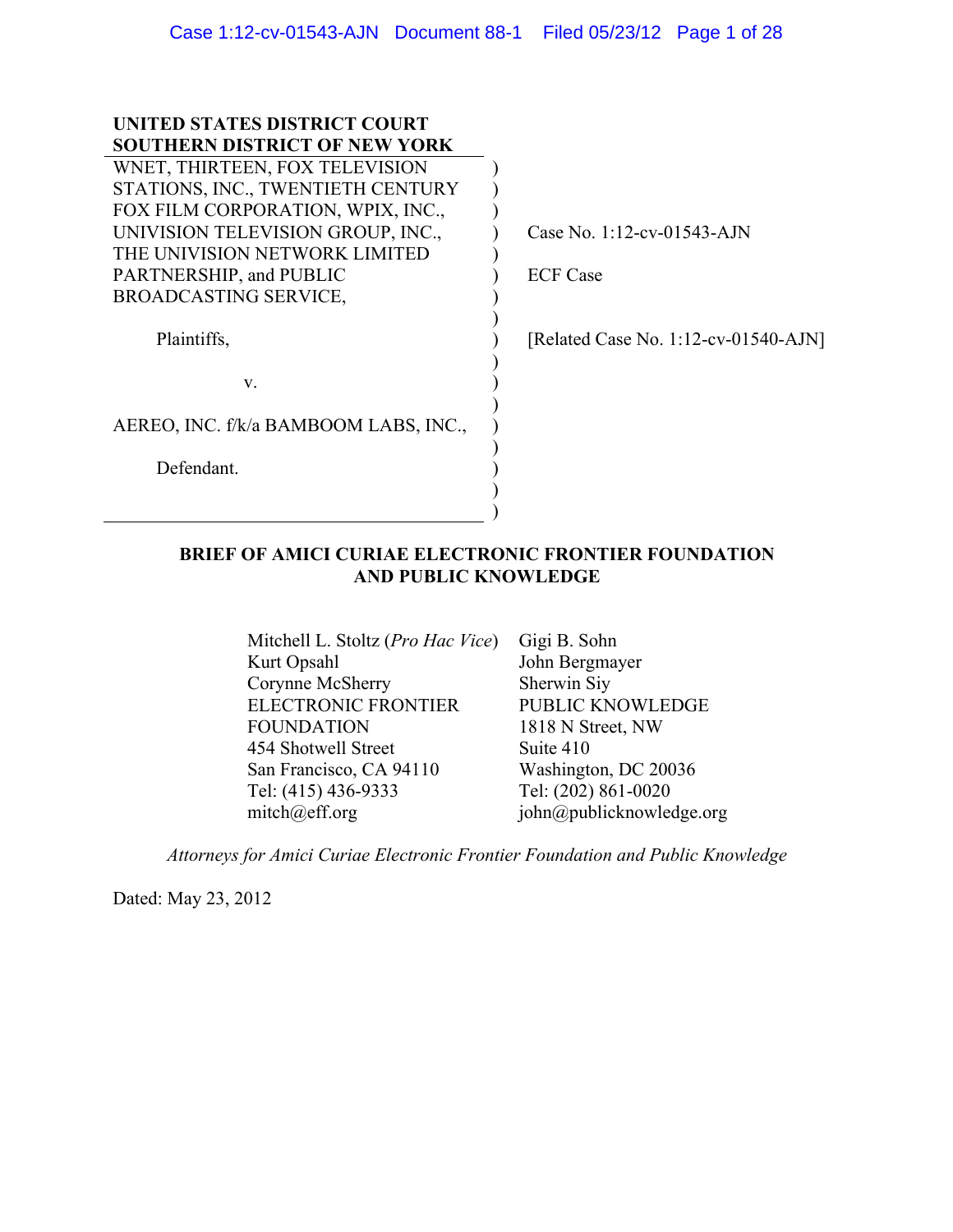**UNITED STATES DISTRICT COURT**
**SOUTHERN DISTRICT OF NEW YORK**

| | |
|---|---|
| WNET, THIRTEEN, FOX TELEVISION STATIONS, INC., TWENTIETH CENTURY FOX FILM CORPORATION, WPIX, INC., UNIVISION TELEVISION GROUP, INC., THE UNIVISION NETWORK LIMITED PARTNERSHIP, and PUBLIC BROADCASTING SERVICE, | Case No. 1:12-cv-01543-AJN |
| | ECF Case |
| Plaintiffs, | [Related Case No. 1:12-cv-01540-AJN] |
| v. | |
| AEREO, INC. f/k/a BAMBOOM LABS, INC., | |
| Defendant. | |

**BRIEF OF AMICI CURIAE ELECTRONIC FRONTIER FOUNDATION AND PUBLIC KNOWLEDGE**

| | |
|---|---|
| Mitchell L. Stoltz (*Pro Hac Vice*) | Gigi B. Sohn |
| Kurt Opsahl | John Bergmayer |
| Corynne McSherry | Sherwin Siy |
| ELECTRONIC FRONTIER FOUNDATION | PUBLIC KNOWLEDGE |
| 454 Shotwell Street | 1818 N Street, NW |
| San Francisco, CA 94110 | Suite 410 |
| Tel: (415) 436-9333 | Washington, DC 20036 |
| mitch@eff.org | Tel: (202) 861-0020 |
| | john@publicknowledge.org |

*Attorneys for Amici Curiae Electronic Frontier Foundation and Public Knowledge*

Dated: May 23, 2012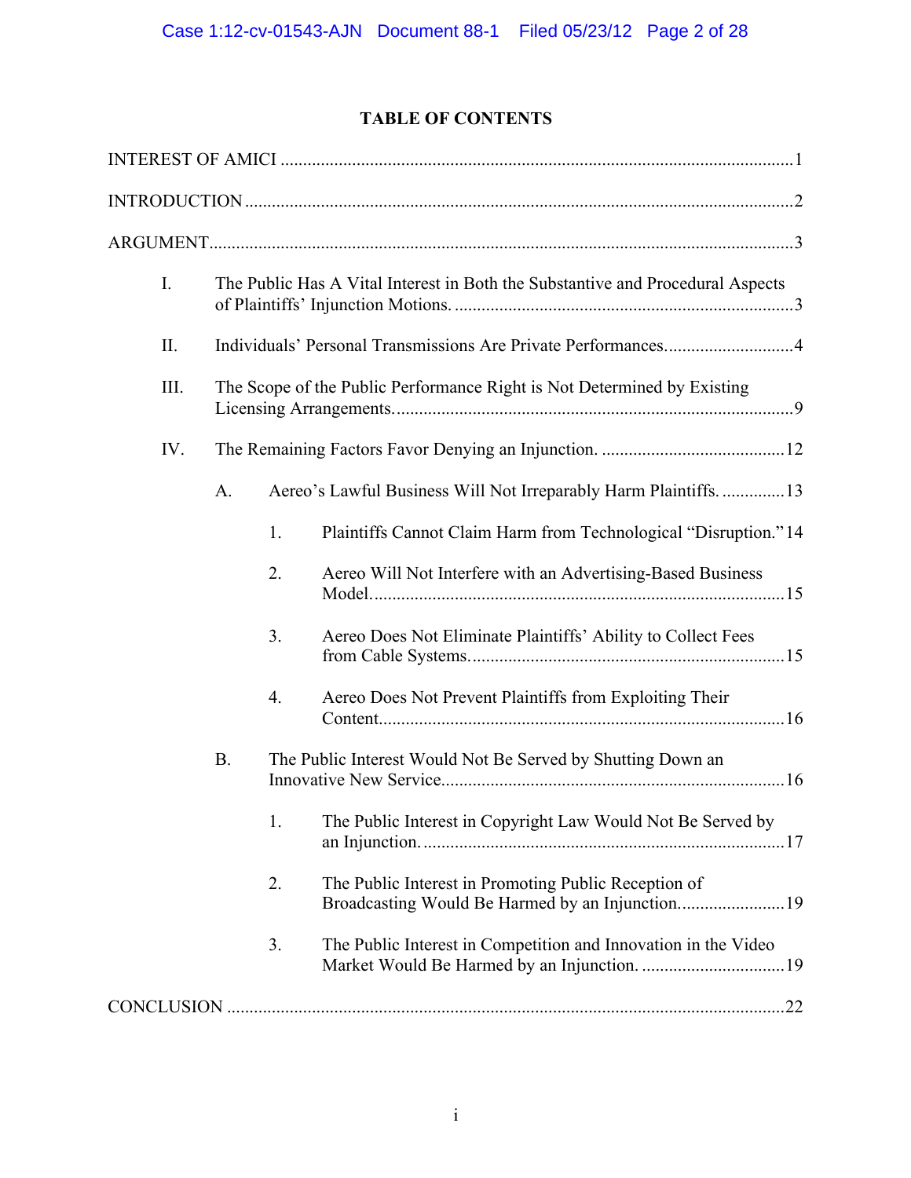## TABLE OF CONTENTS

INTEREST OF AMICI .......... 1

INTRODUCTION .......... 2

ARGUMENT .......... 3

- I. The Public Has A Vital Interest in Both the Substantive and Procedural Aspects of Plaintiffs' Injunction Motions. .......... 3
- II. Individuals' Personal Transmissions Are Private Performances. .......... 4
- III. The Scope of the Public Performance Right is Not Determined by Existing Licensing Arrangements. .......... 9
- IV. The Remaining Factors Favor Denying an Injunction. .......... 12
  - A. Aereo's Lawful Business Will Not Irreparably Harm Plaintiffs. .......... 13
    - 1. Plaintiffs Cannot Claim Harm from Technological "Disruption." 14
    - 2. Aereo Will Not Interfere with an Advertising-Based Business Model. .......... 15
    - 3. Aereo Does Not Eliminate Plaintiffs' Ability to Collect Fees from Cable Systems. .......... 15
    - 4. Aereo Does Not Prevent Plaintiffs from Exploiting Their Content. .......... 16
  - B. The Public Interest Would Not Be Served by Shutting Down an Innovative New Service. .......... 16
    - 1. The Public Interest in Copyright Law Would Not Be Served by an Injunction. .......... 17
    - 2. The Public Interest in Promoting Public Reception of Broadcasting Would Be Harmed by an Injunction. .......... 19
    - 3. The Public Interest in Competition and Innovation in the Video Market Would Be Harmed by an Injunction. .......... 19

CONCLUSION .......... 22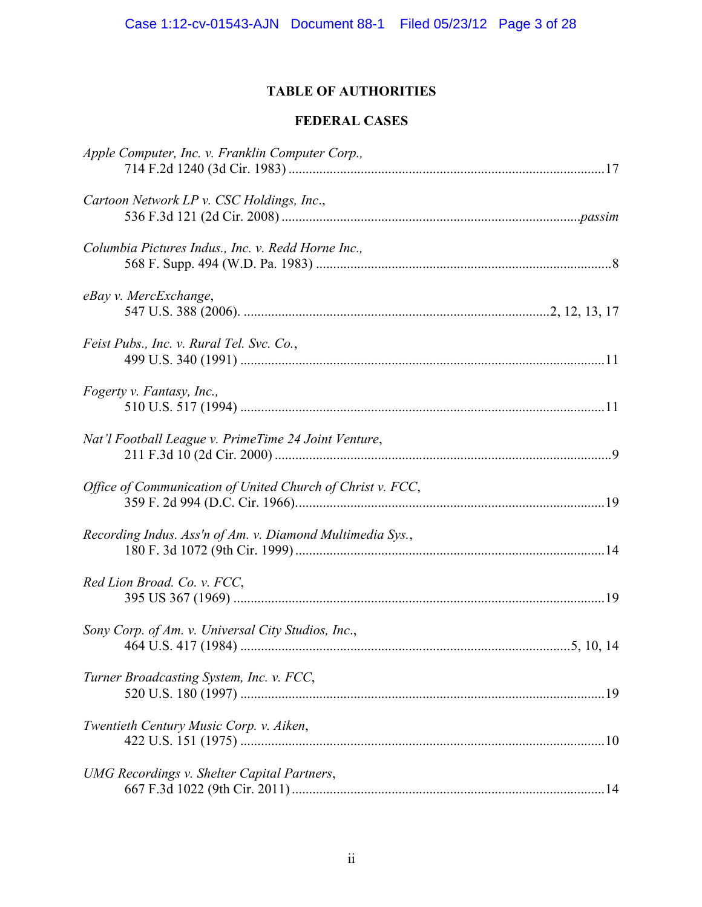## TABLE OF AUTHORITIES

### FEDERAL CASES

*Apple Computer, Inc. v. Franklin Computer Corp.*,
714 F.2d 1240 (3d Cir. 1983) ........................................................................................17

*Cartoon Network LP v. CSC Holdings, Inc.*,
536 F.3d 121 (2d Cir. 2008) ...................................................................................*passim*

*Columbia Pictures Indus., Inc. v. Redd Horne Inc.,*
568 F. Supp. 494 (W.D. Pa. 1983) ..................................................................................8

*eBay v. MercExchange*,
547 U.S. 388 (2006). ......................................................................................2, 12, 13, 17

*Feist Pubs., Inc. v. Rural Tel. Svc. Co.*,
499 U.S. 340 (1991) ........................................................................................................11

*Fogerty v. Fantasy, Inc.,*
510 U.S. 517 (1994) ........................................................................................................11

*Nat'l Football League v. PrimeTime 24 Joint Venture*,
211 F.3d 10 (2d Cir. 2000) ................................................................................................9

*Office of Communication of United Church of Christ v. FCC*,
359 F. 2d 994 (D.C. Cir. 1966).........................................................................................19

*Recording Indus. Ass'n of Am. v. Diamond Multimedia Sys.*,
180 F. 3d 1072 (9th Cir. 1999) .........................................................................................14

*Red Lion Broad. Co. v. FCC*,
395 US 367 (1969) ...........................................................................................................19

*Sony Corp. of Am. v. Universal City Studios, Inc*.,
464 U.S. 417 (1984) ...............................................................................................5, 10, 14

*Turner Broadcasting System, Inc. v. FCC*,
520 U.S. 180 (1997) .........................................................................................................19

*Twentieth Century Music Corp. v. Aiken*,
422 U.S. 151 (1975) .........................................................................................................10

*UMG Recordings v. Shelter Capital Partners*,
667 F.3d 1022 (9th Cir. 2011) ..........................................................................................14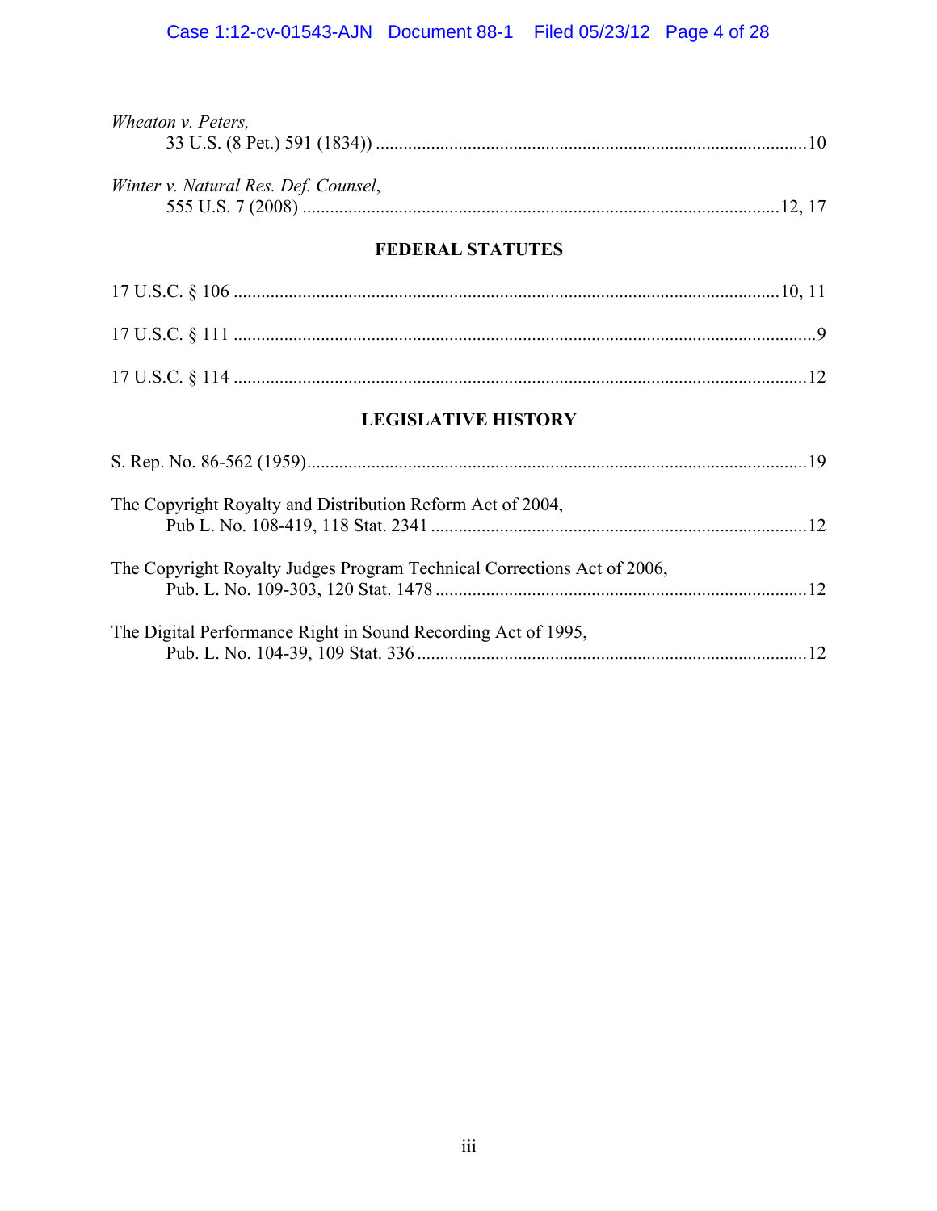*Wheaton v. Peters*,
33 U.S. (8 Pet.) 591 (1834)) ............................................................................................10

*Winter v. Natural Res. Def. Counsel*,
555 U.S. 7 (2008) ......................................................................................................12, 17

## FEDERAL STATUTES

17 U.S.C. § 106 ....................................................................................................................10, 11

17 U.S.C. § 111 ..............................................................................................................................9

17 U.S.C. § 114 ............................................................................................................................12

## LEGISLATIVE HISTORY

S. Rep. No. 86-562 (1959)...........................................................................................................19

The Copyright Royalty and Distribution Reform Act of 2004,
Pub L. No. 108-419, 118 Stat. 2341 .................................................................................12

The Copyright Royalty Judges Program Technical Corrections Act of 2006,
Pub. L. No. 109-303, 120 Stat. 1478 ................................................................................12

The Digital Performance Right in Sound Recording Act of 1995,
Pub. L. No. 104-39, 109 Stat. 336 ....................................................................................12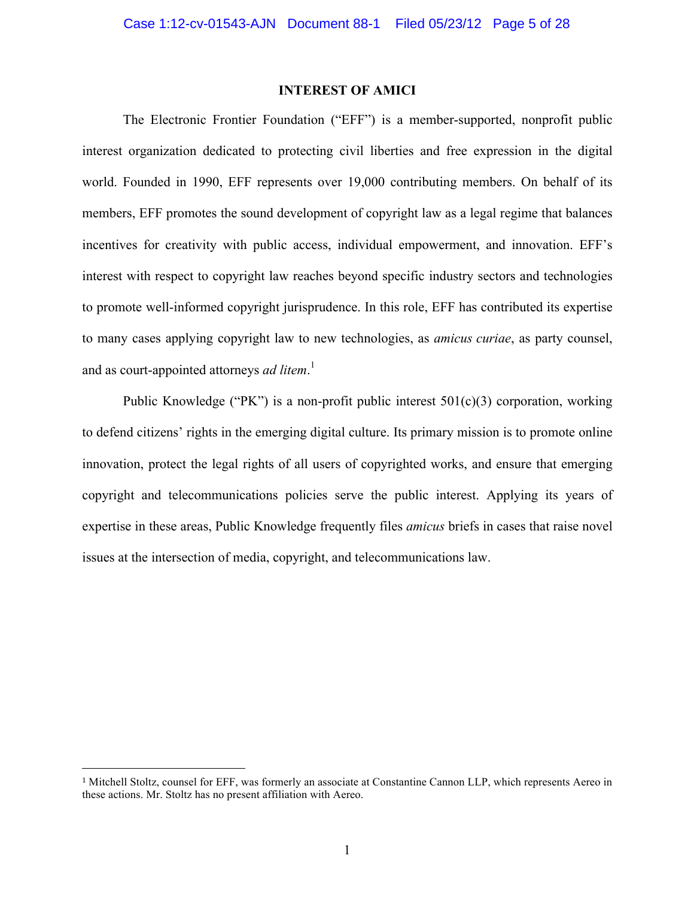## INTEREST OF AMICI

The Electronic Frontier Foundation ("EFF") is a member-supported, nonprofit public interest organization dedicated to protecting civil liberties and free expression in the digital world. Founded in 1990, EFF represents over 19,000 contributing members. On behalf of its members, EFF promotes the sound development of copyright law as a legal regime that balances incentives for creativity with public access, individual empowerment, and innovation. EFF's interest with respect to copyright law reaches beyond specific industry sectors and technologies to promote well-informed copyright jurisprudence. In this role, EFF has contributed its expertise to many cases applying copyright law to new technologies, as *amicus curiae*, as party counsel, and as court-appointed attorneys *ad litem*.[1]

Public Knowledge ("PK") is a non-profit public interest 501(c)(3) corporation, working to defend citizens' rights in the emerging digital culture. Its primary mission is to promote online innovation, protect the legal rights of all users of copyrighted works, and ensure that emerging copyright and telecommunications policies serve the public interest. Applying its years of expertise in these areas, Public Knowledge frequently files *amicus* briefs in cases that raise novel issues at the intersection of media, copyright, and telecommunications law.

---

[1] Mitchell Stoltz, counsel for EFF, was formerly an associate at Constantine Cannon LLP, which represents Aereo in these actions. Mr. Stoltz has no present affiliation with Aereo.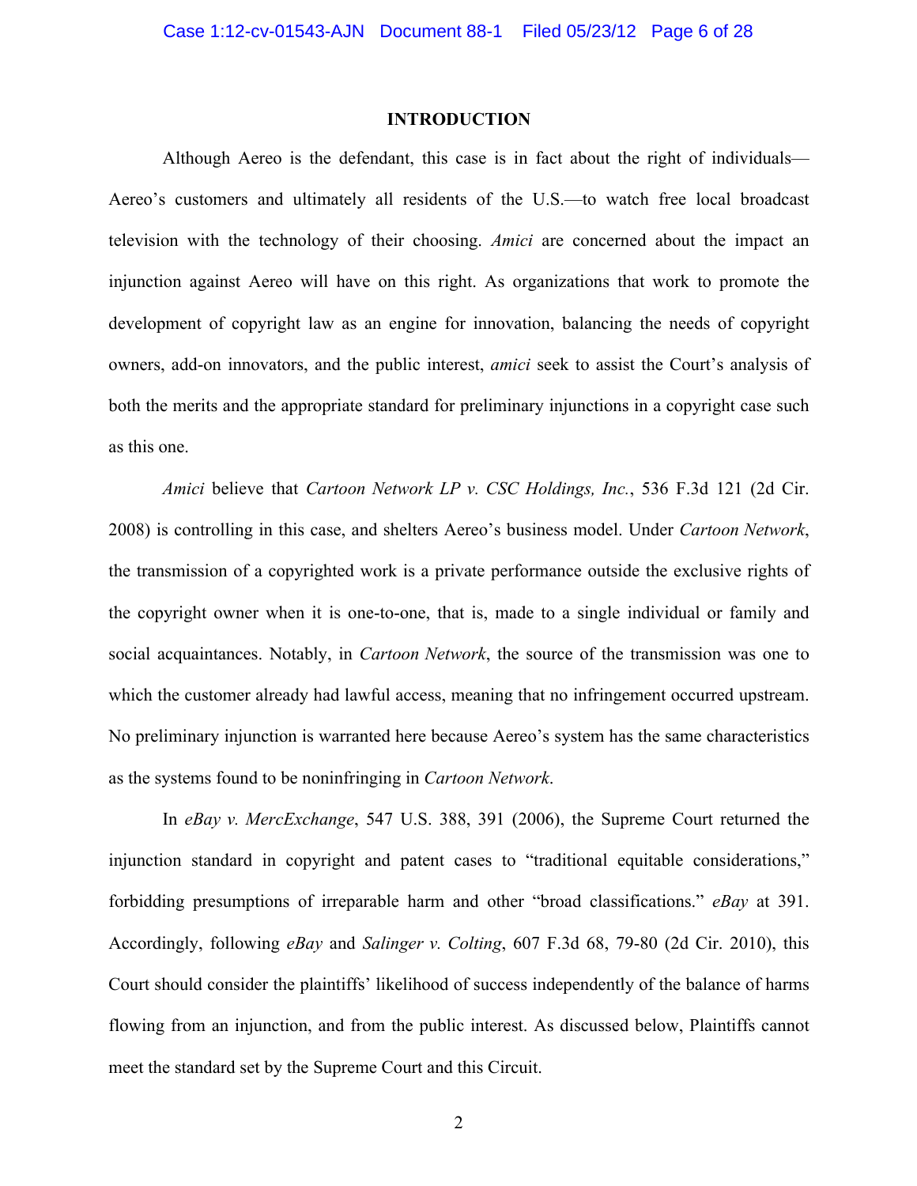## INTRODUCTION

Although Aereo is the defendant, this case is in fact about the right of individuals—Aereo's customers and ultimately all residents of the U.S.—to watch free local broadcast television with the technology of their choosing. *Amici* are concerned about the impact an injunction against Aereo will have on this right. As organizations that work to promote the development of copyright law as an engine for innovation, balancing the needs of copyright owners, add-on innovators, and the public interest, *amici* seek to assist the Court's analysis of both the merits and the appropriate standard for preliminary injunctions in a copyright case such as this one.

*Amici* believe that *Cartoon Network LP v. CSC Holdings, Inc.*, 536 F.3d 121 (2d Cir. 2008) is controlling in this case, and shelters Aereo's business model. Under *Cartoon Network*, the transmission of a copyrighted work is a private performance outside the exclusive rights of the copyright owner when it is one-to-one, that is, made to a single individual or family and social acquaintances. Notably, in *Cartoon Network*, the source of the transmission was one to which the customer already had lawful access, meaning that no infringement occurred upstream. No preliminary injunction is warranted here because Aereo's system has the same characteristics as the systems found to be noninfringing in *Cartoon Network*.

In *eBay v. MercExchange*, 547 U.S. 388, 391 (2006), the Supreme Court returned the injunction standard in copyright and patent cases to "traditional equitable considerations," forbidding presumptions of irreparable harm and other "broad classifications." *eBay* at 391. Accordingly, following *eBay* and *Salinger v. Colting*, 607 F.3d 68, 79-80 (2d Cir. 2010), this Court should consider the plaintiffs' likelihood of success independently of the balance of harms flowing from an injunction, and from the public interest. As discussed below, Plaintiffs cannot meet the standard set by the Supreme Court and this Circuit.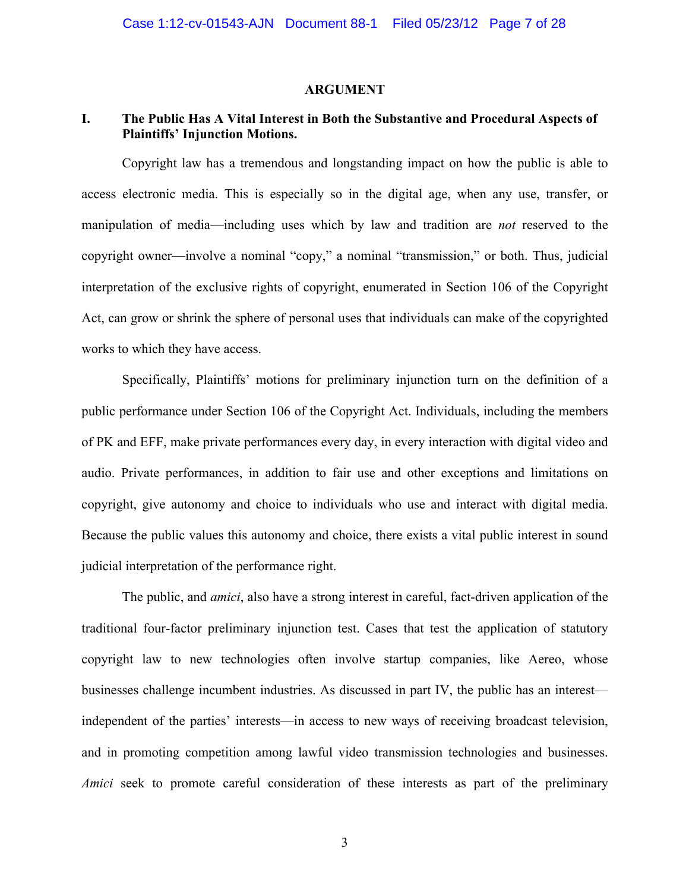## ARGUMENT

### I. The Public Has A Vital Interest in Both the Substantive and Procedural Aspects of Plaintiffs' Injunction Motions.

Copyright law has a tremendous and longstanding impact on how the public is able to access electronic media. This is especially so in the digital age, when any use, transfer, or manipulation of media—including uses which by law and tradition are *not* reserved to the copyright owner—involve a nominal "copy," a nominal "transmission," or both. Thus, judicial interpretation of the exclusive rights of copyright, enumerated in Section 106 of the Copyright Act, can grow or shrink the sphere of personal uses that individuals can make of the copyrighted works to which they have access.

Specifically, Plaintiffs' motions for preliminary injunction turn on the definition of a public performance under Section 106 of the Copyright Act. Individuals, including the members of PK and EFF, make private performances every day, in every interaction with digital video and audio. Private performances, in addition to fair use and other exceptions and limitations on copyright, give autonomy and choice to individuals who use and interact with digital media. Because the public values this autonomy and choice, there exists a vital public interest in sound judicial interpretation of the performance right.

The public, and *amici*, also have a strong interest in careful, fact-driven application of the traditional four-factor preliminary injunction test. Cases that test the application of statutory copyright law to new technologies often involve startup companies, like Aereo, whose businesses challenge incumbent industries. As discussed in part IV, the public has an interest—independent of the parties' interests—in access to new ways of receiving broadcast television, and in promoting competition among lawful video transmission technologies and businesses. *Amici* seek to promote careful consideration of these interests as part of the preliminary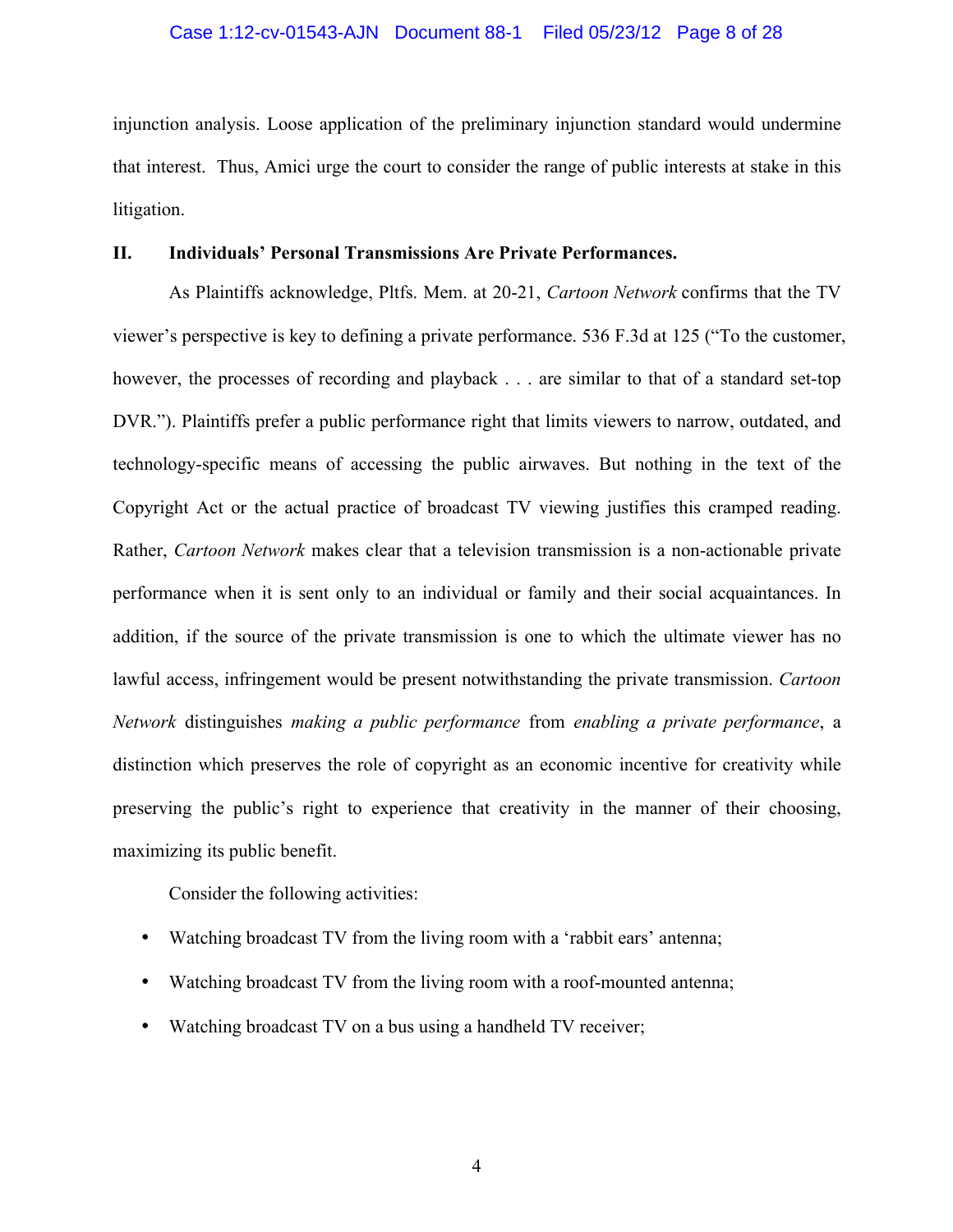injunction analysis. Loose application of the preliminary injunction standard would undermine that interest. Thus, Amici urge the court to consider the range of public interests at stake in this litigation.

## II. Individuals' Personal Transmissions Are Private Performances.

As Plaintiffs acknowledge, Pltfs. Mem. at 20-21, *Cartoon Network* confirms that the TV viewer's perspective is key to defining a private performance. 536 F.3d at 125 ("To the customer, however, the processes of recording and playback . . . are similar to that of a standard set-top DVR."). Plaintiffs prefer a public performance right that limits viewers to narrow, outdated, and technology-specific means of accessing the public airwaves. But nothing in the text of the Copyright Act or the actual practice of broadcast TV viewing justifies this cramped reading. Rather, *Cartoon Network* makes clear that a television transmission is a non-actionable private performance when it is sent only to an individual or family and their social acquaintances. In addition, if the source of the private transmission is one to which the ultimate viewer has no lawful access, infringement would be present notwithstanding the private transmission. *Cartoon Network* distinguishes *making a public performance* from *enabling a private performance*, a distinction which preserves the role of copyright as an economic incentive for creativity while preserving the public's right to experience that creativity in the manner of their choosing, maximizing its public benefit.

Consider the following activities:

- Watching broadcast TV from the living room with a 'rabbit ears' antenna;
- Watching broadcast TV from the living room with a roof-mounted antenna;
- Watching broadcast TV on a bus using a handheld TV receiver;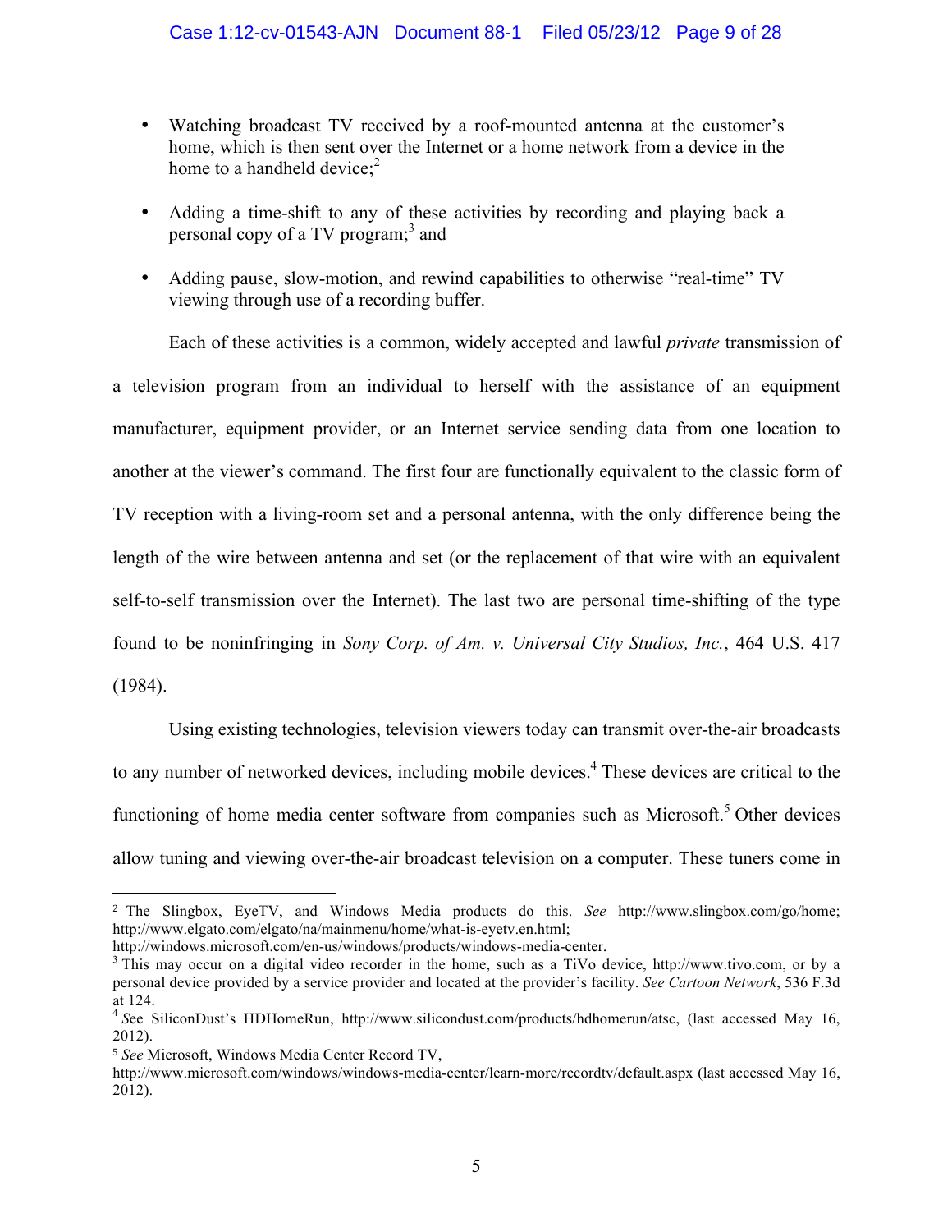- Watching broadcast TV received by a roof-mounted antenna at the customer's home, which is then sent over the Internet or a home network from a device in the home to a handheld device;[2]
- Adding a time-shift to any of these activities by recording and playing back a personal copy of a TV program;[3] and
- Adding pause, slow-motion, and rewind capabilities to otherwise "real-time" TV viewing through use of a recording buffer.

Each of these activities is a common, widely accepted and lawful *private* transmission of a television program from an individual to herself with the assistance of an equipment manufacturer, equipment provider, or an Internet service sending data from one location to another at the viewer's command. The first four are functionally equivalent to the classic form of TV reception with a living-room set and a personal antenna, with the only difference being the length of the wire between antenna and set (or the replacement of that wire with an equivalent self-to-self transmission over the Internet). The last two are personal time-shifting of the type found to be noninfringing in *Sony Corp. of Am. v. Universal City Studios, Inc.*, 464 U.S. 417 (1984).

Using existing technologies, television viewers today can transmit over-the-air broadcasts to any number of networked devices, including mobile devices.[4] These devices are critical to the functioning of home media center software from companies such as Microsoft.[5] Other devices allow tuning and viewing over-the-air broadcast television on a computer. These tuners come in

---

[2] The Slingbox, EyeTV, and Windows Media products do this. *See* http://www.slingbox.com/go/home; http://www.elgato.com/elgato/na/mainmenu/home/what-is-eyetv.en.html; http://windows.microsoft.com/en-us/windows/products/windows-media-center.

[3] This may occur on a digital video recorder in the home, such as a TiVo device, http://www.tivo.com, or by a personal device provided by a service provider and located at the provider's facility. *See Cartoon Network*, 536 F.3d at 124.

[4] *See* SiliconDust's HDHomeRun, http://www.silicondust.com/products/hdhomerun/atsc, (last accessed May 16, 2012).

[5] *See* Microsoft, Windows Media Center Record TV, http://www.microsoft.com/windows/windows-media-center/learn-more/recordtv/default.aspx (last accessed May 16, 2012).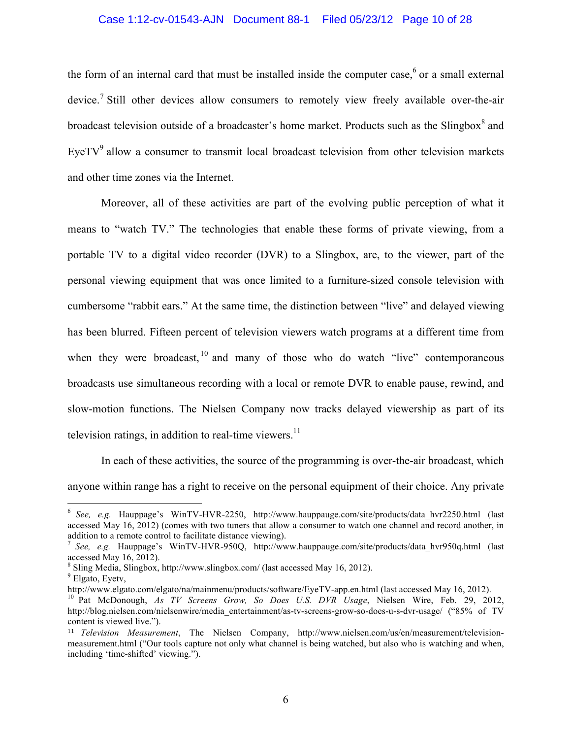the form of an internal card that must be installed inside the computer case,[6] or a small external device.[7] Still other devices allow consumers to remotely view freely available over-the-air broadcast television outside of a broadcaster's home market. Products such as the Slingbox[8] and EyeTV[9] allow a consumer to transmit local broadcast television from other television markets and other time zones via the Internet.

Moreover, all of these activities are part of the evolving public perception of what it means to "watch TV." The technologies that enable these forms of private viewing, from a portable TV to a digital video recorder (DVR) to a Slingbox, are, to the viewer, part of the personal viewing equipment that was once limited to a furniture-sized console television with cumbersome "rabbit ears." At the same time, the distinction between "live" and delayed viewing has been blurred. Fifteen percent of television viewers watch programs at a different time from when they were broadcast,[10] and many of those who do watch "live" contemporaneous broadcasts use simultaneous recording with a local or remote DVR to enable pause, rewind, and slow-motion functions. The Nielsen Company now tracks delayed viewership as part of its television ratings, in addition to real-time viewers.[11]

In each of these activities, the source of the programming is over-the-air broadcast, which anyone within range has a right to receive on the personal equipment of their choice. Any private

---

[6] *See, e.g.* Hauppage's WinTV-HVR-2250, http://www.hauppauge.com/site/products/data_hvr2250.html (last accessed May 16, 2012) (comes with two tuners that allow a consumer to watch one channel and record another, in addition to a remote control to facilitate distance viewing).

[7] *See, e.g.* Hauppage's WinTV-HVR-950Q, http://www.hauppauge.com/site/products/data_hvr950q.html (last accessed May 16, 2012).

[8] Sling Media, Slingbox, http://www.slingbox.com/ (last accessed May 16, 2012).

[9] Elgato, Eyetv, http://www.elgato.com/elgato/na/mainmenu/products/software/EyeTV-app.en.html (last accessed May 16, 2012).

[10] Pat McDonough, *As TV Screens Grow, So Does U.S. DVR Usage*, Nielsen Wire, Feb. 29, 2012, http://blog.nielsen.com/nielsenwire/media_entertainment/as-tv-screens-grow-so-does-u-s-dvr-usage/ ("85% of TV content is viewed live.").

[11] *Television Measurement*, The Nielsen Company, http://www.nielsen.com/us/en/measurement/television-measurement.html ("Our tools capture not only what channel is being watched, but also who is watching and when, including 'time-shifted' viewing.").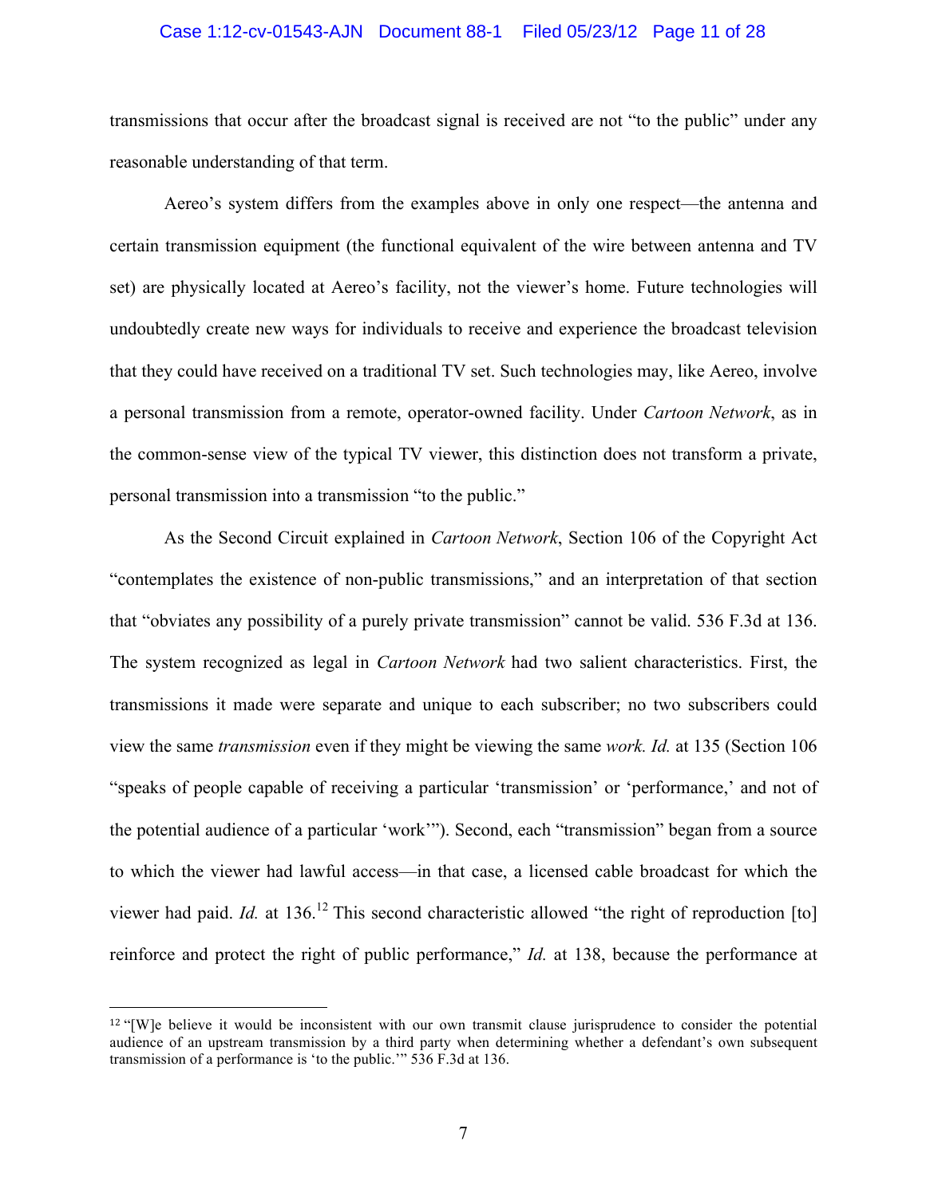transmissions that occur after the broadcast signal is received are not "to the public" under any reasonable understanding of that term.

Aereo's system differs from the examples above in only one respect—the antenna and certain transmission equipment (the functional equivalent of the wire between antenna and TV set) are physically located at Aereo's facility, not the viewer's home. Future technologies will undoubtedly create new ways for individuals to receive and experience the broadcast television that they could have received on a traditional TV set. Such technologies may, like Aereo, involve a personal transmission from a remote, operator-owned facility. Under *Cartoon Network*, as in the common-sense view of the typical TV viewer, this distinction does not transform a private, personal transmission into a transmission "to the public."

As the Second Circuit explained in *Cartoon Network*, Section 106 of the Copyright Act "contemplates the existence of non-public transmissions," and an interpretation of that section that "obviates any possibility of a purely private transmission" cannot be valid. 536 F.3d at 136. The system recognized as legal in *Cartoon Network* had two salient characteristics. First, the transmissions it made were separate and unique to each subscriber; no two subscribers could view the same *transmission* even if they might be viewing the same *work*. *Id.* at 135 (Section 106 "speaks of people capable of receiving a particular 'transmission' or 'performance,' and not of the potential audience of a particular 'work'"). Second, each "transmission" began from a source to which the viewer had lawful access—in that case, a licensed cable broadcast for which the viewer had paid. *Id.* at 136.[12] This second characteristic allowed "the right of reproduction [to] reinforce and protect the right of public performance," *Id.* at 138, because the performance at

[12] "[W]e believe it would be inconsistent with our own transmit clause jurisprudence to consider the potential audience of an upstream transmission by a third party when determining whether a defendant's own subsequent transmission of a performance is 'to the public.'" 536 F.3d at 136.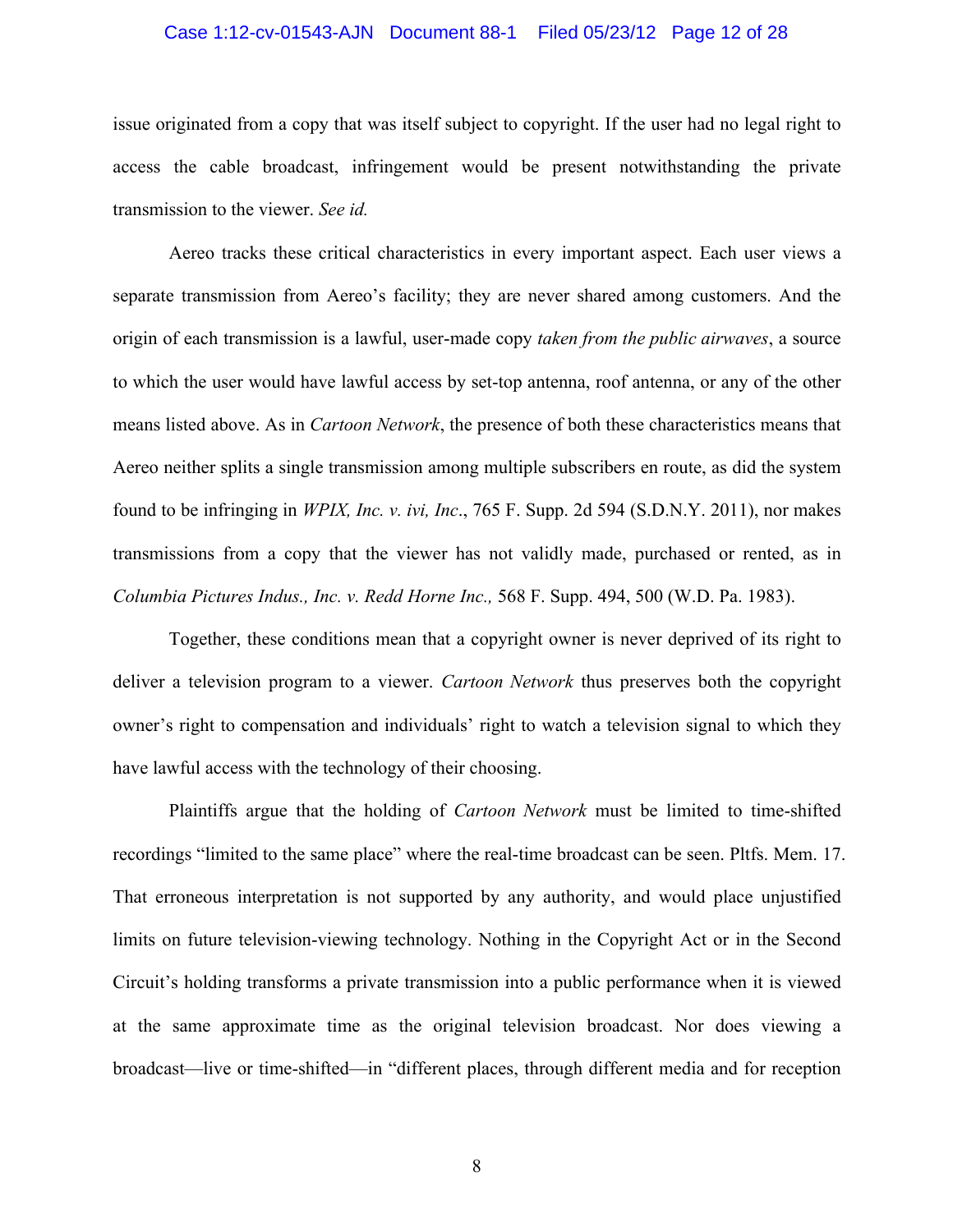issue originated from a copy that was itself subject to copyright. If the user had no legal right to access the cable broadcast, infringement would be present notwithstanding the private transmission to the viewer. *See id.*

Aereo tracks these critical characteristics in every important aspect. Each user views a separate transmission from Aereo's facility; they are never shared among customers. And the origin of each transmission is a lawful, user-made copy *taken from the public airwaves*, a source to which the user would have lawful access by set-top antenna, roof antenna, or any of the other means listed above. As in *Cartoon Network*, the presence of both these characteristics means that Aereo neither splits a single transmission among multiple subscribers en route, as did the system found to be infringing in *WPIX, Inc. v. ivi, Inc*., 765 F. Supp. 2d 594 (S.D.N.Y. 2011), nor makes transmissions from a copy that the viewer has not validly made, purchased or rented, as in *Columbia Pictures Indus., Inc. v. Redd Horne Inc.,* 568 F. Supp. 494, 500 (W.D. Pa. 1983).

Together, these conditions mean that a copyright owner is never deprived of its right to deliver a television program to a viewer. *Cartoon Network* thus preserves both the copyright owner's right to compensation and individuals' right to watch a television signal to which they have lawful access with the technology of their choosing.

Plaintiffs argue that the holding of *Cartoon Network* must be limited to time-shifted recordings "limited to the same place" where the real-time broadcast can be seen. Pltfs. Mem. 17. That erroneous interpretation is not supported by any authority, and would place unjustified limits on future television-viewing technology. Nothing in the Copyright Act or in the Second Circuit's holding transforms a private transmission into a public performance when it is viewed at the same approximate time as the original television broadcast. Nor does viewing a broadcast—live or time-shifted—in "different places, through different media and for reception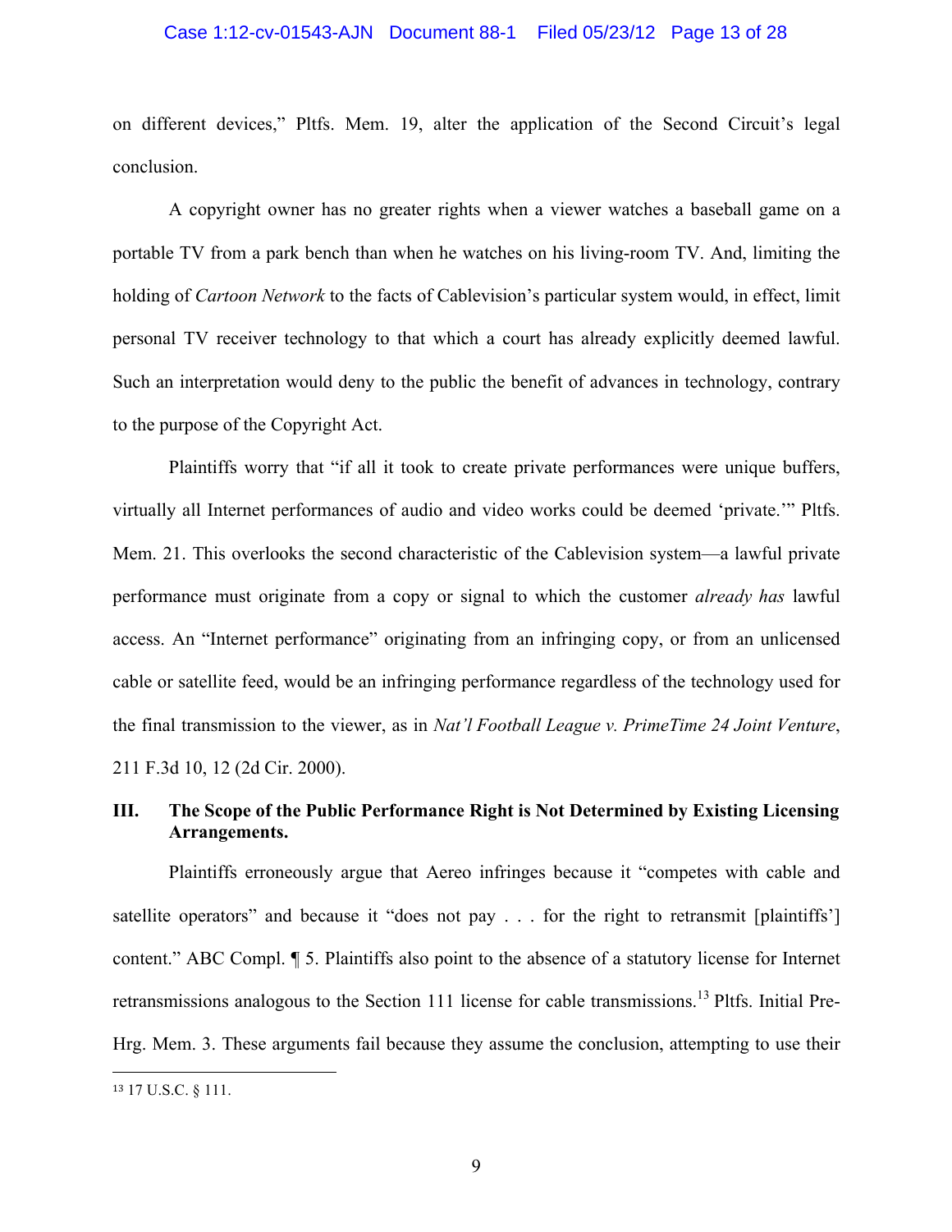on different devices," Pltfs. Mem. 19, alter the application of the Second Circuit's legal conclusion.

A copyright owner has no greater rights when a viewer watches a baseball game on a portable TV from a park bench than when he watches on his living-room TV. And, limiting the holding of *Cartoon Network* to the facts of Cablevision's particular system would, in effect, limit personal TV receiver technology to that which a court has already explicitly deemed lawful. Such an interpretation would deny to the public the benefit of advances in technology, contrary to the purpose of the Copyright Act.

Plaintiffs worry that "if all it took to create private performances were unique buffers, virtually all Internet performances of audio and video works could be deemed 'private.'" Pltfs. Mem. 21. This overlooks the second characteristic of the Cablevision system—a lawful private performance must originate from a copy or signal to which the customer *already has* lawful access. An "Internet performance" originating from an infringing copy, or from an unlicensed cable or satellite feed, would be an infringing performance regardless of the technology used for the final transmission to the viewer, as in *Nat'l Football League v. PrimeTime 24 Joint Venture*, 211 F.3d 10, 12 (2d Cir. 2000).

## III. The Scope of the Public Performance Right is Not Determined by Existing Licensing Arrangements.

Plaintiffs erroneously argue that Aereo infringes because it "competes with cable and satellite operators" and because it "does not pay . . . for the right to retransmit [plaintiffs'] content." ABC Compl. ¶ 5. Plaintiffs also point to the absence of a statutory license for Internet retransmissions analogous to the Section 111 license for cable transmissions.[13] Pltfs. Initial Pre-Hrg. Mem. 3. These arguments fail because they assume the conclusion, attempting to use their

---

[13] 17 U.S.C. § 111.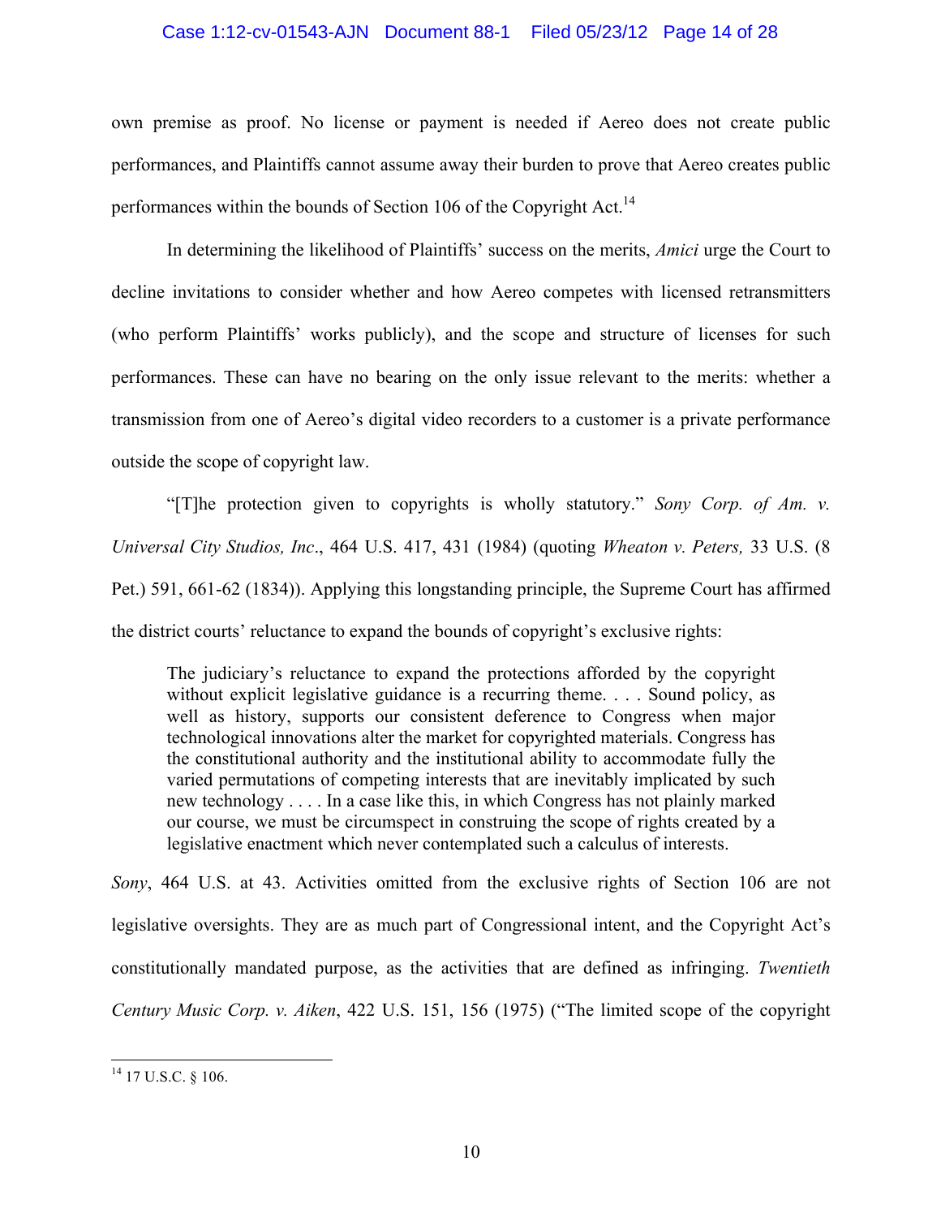own premise as proof. No license or payment is needed if Aereo does not create public performances, and Plaintiffs cannot assume away their burden to prove that Aereo creates public performances within the bounds of Section 106 of the Copyright Act.[14]

In determining the likelihood of Plaintiffs' success on the merits, *Amici* urge the Court to decline invitations to consider whether and how Aereo competes with licensed retransmitters (who perform Plaintiffs' works publicly), and the scope and structure of licenses for such performances. These can have no bearing on the only issue relevant to the merits: whether a transmission from one of Aereo's digital video recorders to a customer is a private performance outside the scope of copyright law.

"[T]he protection given to copyrights is wholly statutory." *Sony Corp. of Am. v. Universal City Studios, Inc*., 464 U.S. 417, 431 (1984) (quoting *Wheaton v. Peters,* 33 U.S. (8 Pet.) 591, 661-62 (1834)). Applying this longstanding principle, the Supreme Court has affirmed the district courts' reluctance to expand the bounds of copyright's exclusive rights:

> The judiciary's reluctance to expand the protections afforded by the copyright without explicit legislative guidance is a recurring theme. . . . Sound policy, as well as history, supports our consistent deference to Congress when major technological innovations alter the market for copyrighted materials. Congress has the constitutional authority and the institutional ability to accommodate fully the varied permutations of competing interests that are inevitably implicated by such new technology . . . . In a case like this, in which Congress has not plainly marked our course, we must be circumspect in construing the scope of rights created by a legislative enactment which never contemplated such a calculus of interests.

*Sony*, 464 U.S. at 43. Activities omitted from the exclusive rights of Section 106 are not legislative oversights. They are as much part of Congressional intent, and the Copyright Act's constitutionally mandated purpose, as the activities that are defined as infringing. *Twentieth Century Music Corp. v. Aiken*, 422 U.S. 151, 156 (1975) ("The limited scope of the copyright

---

[14] 17 U.S.C. § 106.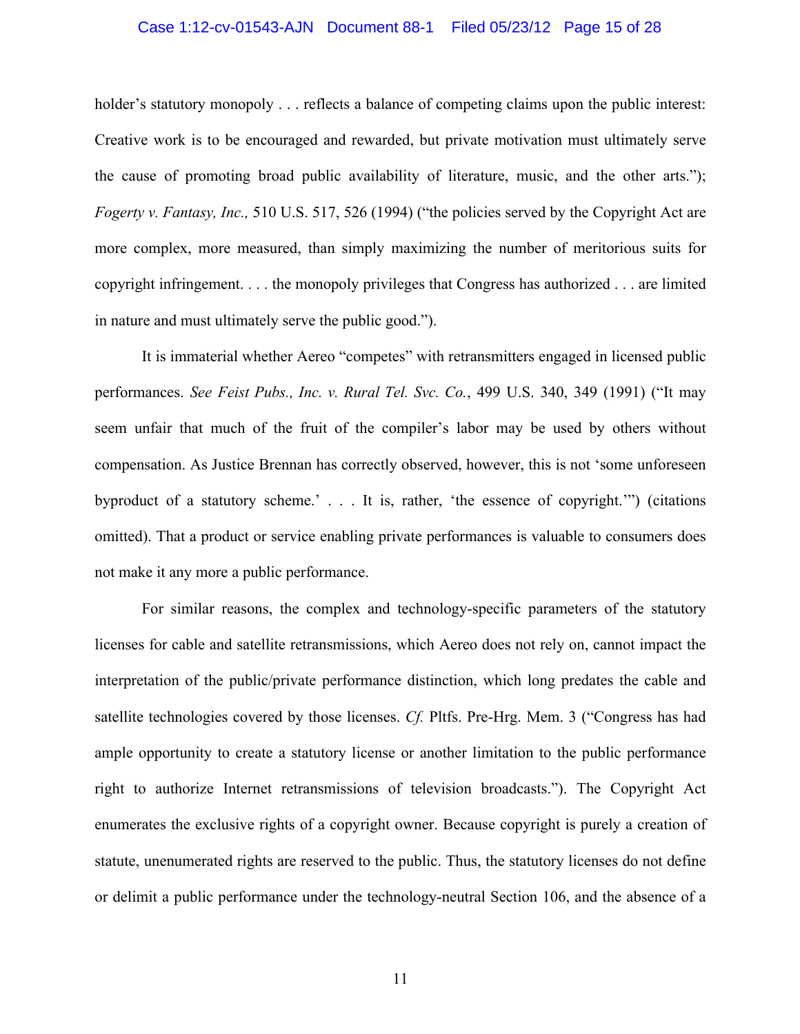holder's statutory monopoly . . . reflects a balance of competing claims upon the public interest: Creative work is to be encouraged and rewarded, but private motivation must ultimately serve the cause of promoting broad public availability of literature, music, and the other arts."); *Fogerty v. Fantasy, Inc.,* 510 U.S. 517, 526 (1994) ("the policies served by the Copyright Act are more complex, more measured, than simply maximizing the number of meritorious suits for copyright infringement. . . . the monopoly privileges that Congress has authorized . . . are limited in nature and must ultimately serve the public good.").

It is immaterial whether Aereo "competes" with retransmitters engaged in licensed public performances. *See Feist Pubs., Inc. v. Rural Tel. Svc. Co.*, 499 U.S. 340, 349 (1991) ("It may seem unfair that much of the fruit of the compiler's labor may be used by others without compensation. As Justice Brennan has correctly observed, however, this is not 'some unforeseen byproduct of a statutory scheme.' . . . It is, rather, 'the essence of copyright.'") (citations omitted). That a product or service enabling private performances is valuable to consumers does not make it any more a public performance.

For similar reasons, the complex and technology-specific parameters of the statutory licenses for cable and satellite retransmissions, which Aereo does not rely on, cannot impact the interpretation of the public/private performance distinction, which long predates the cable and satellite technologies covered by those licenses. *Cf.* Pltfs. Pre-Hrg. Mem. 3 ("Congress has had ample opportunity to create a statutory license or another limitation to the public performance right to authorize Internet retransmissions of television broadcasts."). The Copyright Act enumerates the exclusive rights of a copyright owner. Because copyright is purely a creation of statute, unenumerated rights are reserved to the public. Thus, the statutory licenses do not define or delimit a public performance under the technology-neutral Section 106, and the absence of a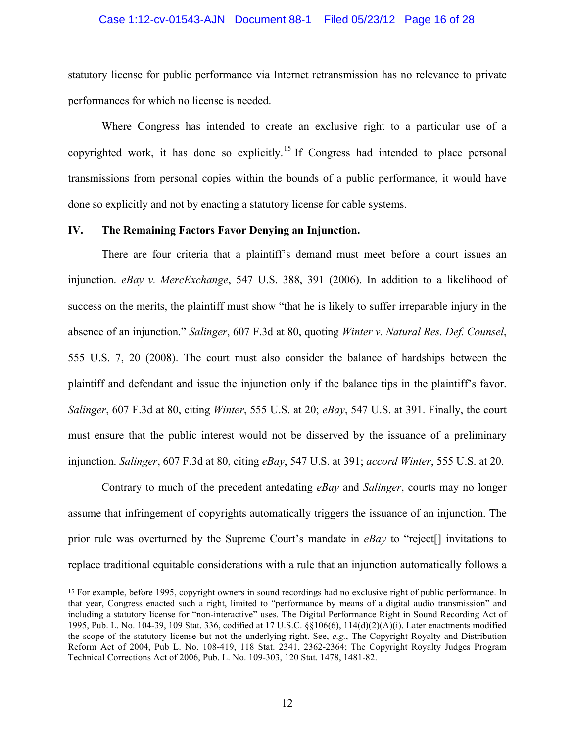statutory license for public performance via Internet retransmission has no relevance to private performances for which no license is needed.

Where Congress has intended to create an exclusive right to a particular use of a copyrighted work, it has done so explicitly.[15] If Congress had intended to place personal transmissions from personal copies within the bounds of a public performance, it would have done so explicitly and not by enacting a statutory license for cable systems.

## IV. The Remaining Factors Favor Denying an Injunction.

There are four criteria that a plaintiff's demand must meet before a court issues an injunction. *eBay v. MercExchange*, 547 U.S. 388, 391 (2006). In addition to a likelihood of success on the merits, the plaintiff must show "that he is likely to suffer irreparable injury in the absence of an injunction." *Salinger*, 607 F.3d at 80, quoting *Winter v. Natural Res. Def. Counsel*, 555 U.S. 7, 20 (2008). The court must also consider the balance of hardships between the plaintiff and defendant and issue the injunction only if the balance tips in the plaintiff's favor. *Salinger*, 607 F.3d at 80, citing *Winter*, 555 U.S. at 20; *eBay*, 547 U.S. at 391. Finally, the court must ensure that the public interest would not be disserved by the issuance of a preliminary injunction. *Salinger*, 607 F.3d at 80, citing *eBay*, 547 U.S. at 391; *accord Winter*, 555 U.S. at 20.

Contrary to much of the precedent antedating *eBay* and *Salinger*, courts may no longer assume that infringement of copyrights automatically triggers the issuance of an injunction. The prior rule was overturned by the Supreme Court's mandate in *eBay* to "reject[] invitations to replace traditional equitable considerations with a rule that an injunction automatically follows a

---

[15] For example, before 1995, copyright owners in sound recordings had no exclusive right of public performance. In that year, Congress enacted such a right, limited to "performance by means of a digital audio transmission" and including a statutory license for "non-interactive" uses. The Digital Performance Right in Sound Recording Act of 1995, Pub. L. No. 104-39, 109 Stat. 336, codified at 17 U.S.C. §§106(6), 114(d)(2)(A)(i). Later enactments modified the scope of the statutory license but not the underlying right. See, *e.g.*, The Copyright Royalty and Distribution Reform Act of 2004, Pub L. No. 108-419, 118 Stat. 2341, 2362-2364; The Copyright Royalty Judges Program Technical Corrections Act of 2006, Pub. L. No. 109-303, 120 Stat. 1478, 1481-82.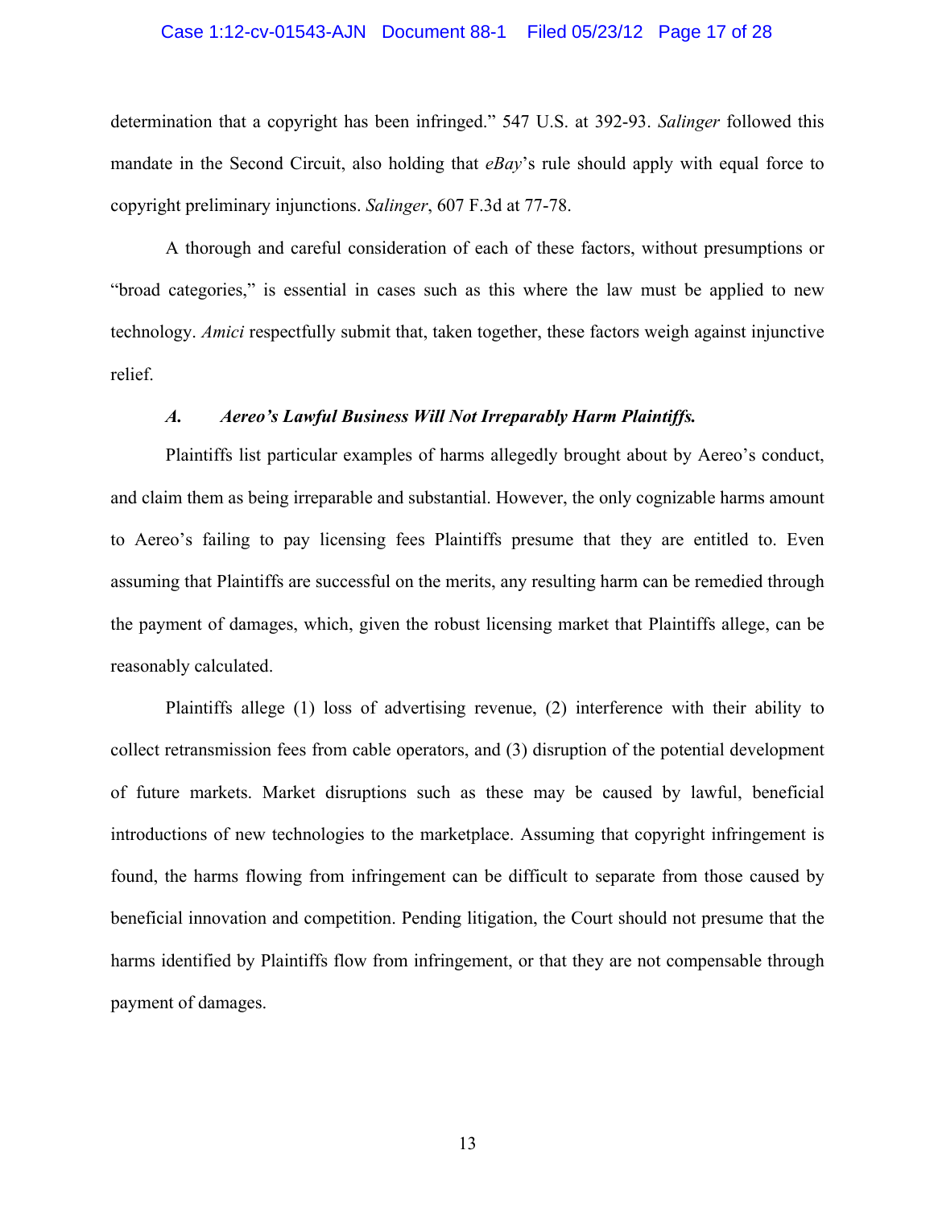determination that a copyright has been infringed." 547 U.S. at 392-93. *Salinger* followed this mandate in the Second Circuit, also holding that *eBay*'s rule should apply with equal force to copyright preliminary injunctions. *Salinger*, 607 F.3d at 77-78.

A thorough and careful consideration of each of these factors, without presumptions or "broad categories," is essential in cases such as this where the law must be applied to new technology. *Amici* respectfully submit that, taken together, these factors weigh against injunctive relief.

### *A. Aereo's Lawful Business Will Not Irreparably Harm Plaintiffs.*

Plaintiffs list particular examples of harms allegedly brought about by Aereo's conduct, and claim them as being irreparable and substantial. However, the only cognizable harms amount to Aereo's failing to pay licensing fees Plaintiffs presume that they are entitled to. Even assuming that Plaintiffs are successful on the merits, any resulting harm can be remedied through the payment of damages, which, given the robust licensing market that Plaintiffs allege, can be reasonably calculated.

Plaintiffs allege (1) loss of advertising revenue, (2) interference with their ability to collect retransmission fees from cable operators, and (3) disruption of the potential development of future markets. Market disruptions such as these may be caused by lawful, beneficial introductions of new technologies to the marketplace. Assuming that copyright infringement is found, the harms flowing from infringement can be difficult to separate from those caused by beneficial innovation and competition. Pending litigation, the Court should not presume that the harms identified by Plaintiffs flow from infringement, or that they are not compensable through payment of damages.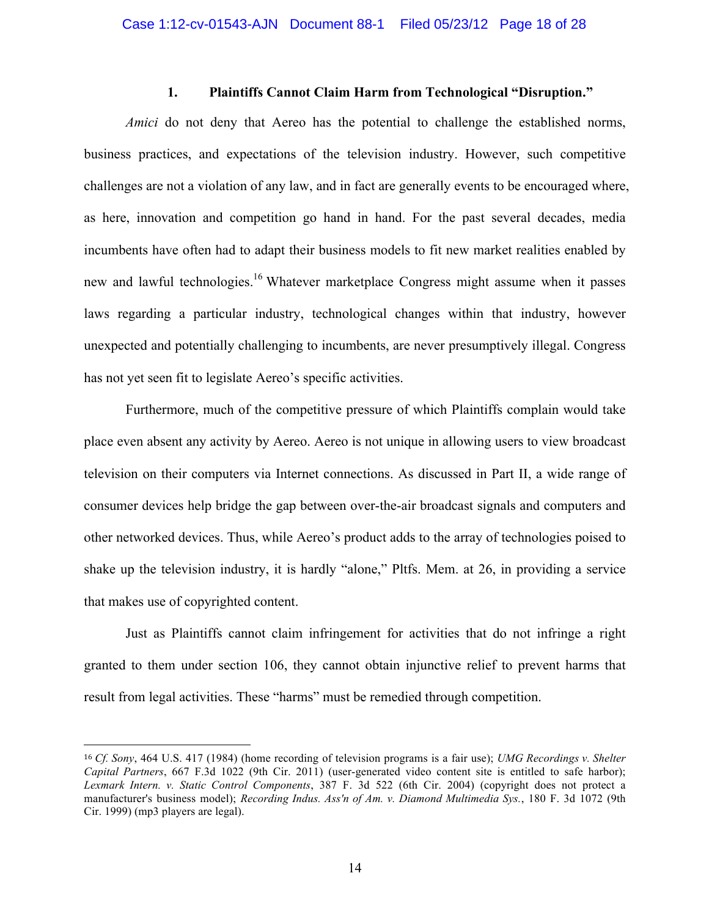### 1. Plaintiffs Cannot Claim Harm from Technological "Disruption."

*Amici* do not deny that Aereo has the potential to challenge the established norms, business practices, and expectations of the television industry. However, such competitive challenges are not a violation of any law, and in fact are generally events to be encouraged where, as here, innovation and competition go hand in hand. For the past several decades, media incumbents have often had to adapt their business models to fit new market realities enabled by new and lawful technologies.[16] Whatever marketplace Congress might assume when it passes laws regarding a particular industry, technological changes within that industry, however unexpected and potentially challenging to incumbents, are never presumptively illegal. Congress has not yet seen fit to legislate Aereo's specific activities.

Furthermore, much of the competitive pressure of which Plaintiffs complain would take place even absent any activity by Aereo. Aereo is not unique in allowing users to view broadcast television on their computers via Internet connections. As discussed in Part II, a wide range of consumer devices help bridge the gap between over-the-air broadcast signals and computers and other networked devices. Thus, while Aereo's product adds to the array of technologies poised to shake up the television industry, it is hardly "alone," Pltfs. Mem. at 26, in providing a service that makes use of copyrighted content.

Just as Plaintiffs cannot claim infringement for activities that do not infringe a right granted to them under section 106, they cannot obtain injunctive relief to prevent harms that result from legal activities. These "harms" must be remedied through competition.

---

[16] *Cf. Sony*, 464 U.S. 417 (1984) (home recording of television programs is a fair use); *UMG Recordings v. Shelter Capital Partners*, 667 F.3d 1022 (9th Cir. 2011) (user-generated video content site is entitled to safe harbor); *Lexmark Intern. v. Static Control Components*, 387 F. 3d 522 (6th Cir. 2004) (copyright does not protect a manufacturer's business model); *Recording Indus. Ass'n of Am. v. Diamond Multimedia Sys.*, 180 F. 3d 1072 (9th Cir. 1999) (mp3 players are legal).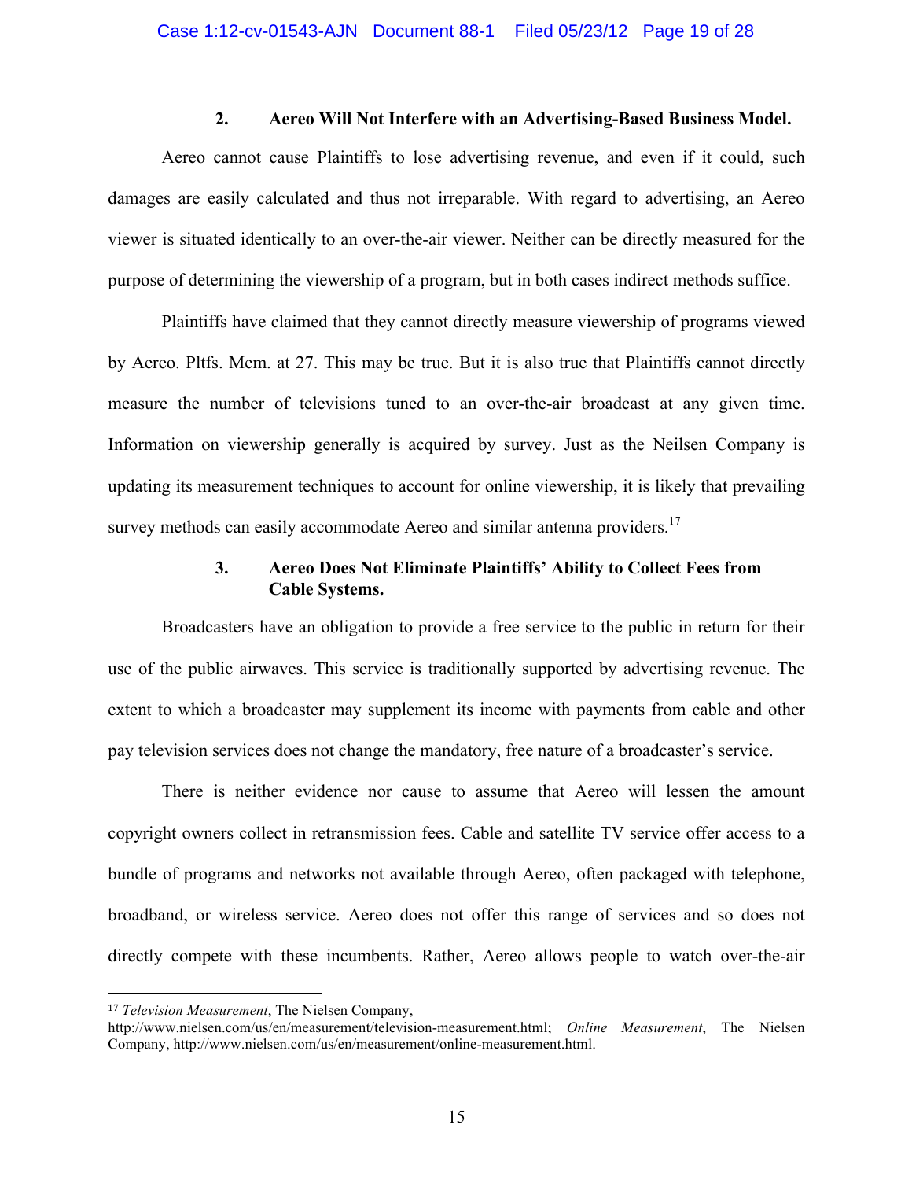### 2. Aereo Will Not Interfere with an Advertising-Based Business Model.

Aereo cannot cause Plaintiffs to lose advertising revenue, and even if it could, such damages are easily calculated and thus not irreparable. With regard to advertising, an Aereo viewer is situated identically to an over-the-air viewer. Neither can be directly measured for the purpose of determining the viewership of a program, but in both cases indirect methods suffice.

Plaintiffs have claimed that they cannot directly measure viewership of programs viewed by Aereo. Pltfs. Mem. at 27. This may be true. But it is also true that Plaintiffs cannot directly measure the number of televisions tuned to an over-the-air broadcast at any given time. Information on viewership generally is acquired by survey. Just as the Neilsen Company is updating its measurement techniques to account for online viewership, it is likely that prevailing survey methods can easily accommodate Aereo and similar antenna providers.[17]

### 3. Aereo Does Not Eliminate Plaintiffs' Ability to Collect Fees from Cable Systems.

Broadcasters have an obligation to provide a free service to the public in return for their use of the public airwaves. This service is traditionally supported by advertising revenue. The extent to which a broadcaster may supplement its income with payments from cable and other pay television services does not change the mandatory, free nature of a broadcaster's service.

There is neither evidence nor cause to assume that Aereo will lessen the amount copyright owners collect in retransmission fees. Cable and satellite TV service offer access to a bundle of programs and networks not available through Aereo, often packaged with telephone, broadband, or wireless service. Aereo does not offer this range of services and so does not directly compete with these incumbents. Rather, Aereo allows people to watch over-the-air

---

[17] *Television Measurement*, The Nielsen Company, http://www.nielsen.com/us/en/measurement/television-measurement.html; *Online Measurement*, The Nielsen Company, http://www.nielsen.com/us/en/measurement/online-measurement.html.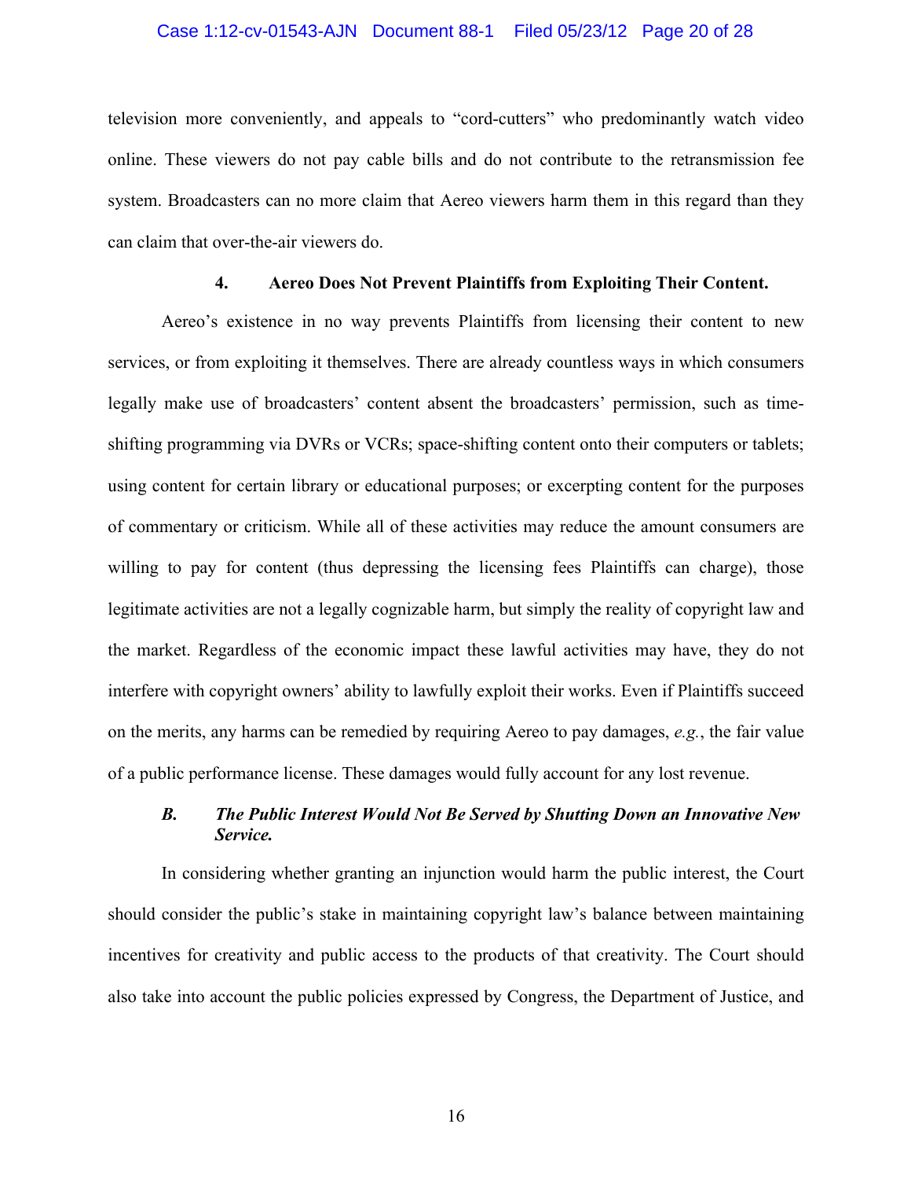television more conveniently, and appeals to "cord-cutters" who predominantly watch video online. These viewers do not pay cable bills and do not contribute to the retransmission fee system. Broadcasters can no more claim that Aereo viewers harm them in this regard than they can claim that over-the-air viewers do.

#### 4. Aereo Does Not Prevent Plaintiffs from Exploiting Their Content.

Aereo's existence in no way prevents Plaintiffs from licensing their content to new services, or from exploiting it themselves. There are already countless ways in which consumers legally make use of broadcasters' content absent the broadcasters' permission, such as time-shifting programming via DVRs or VCRs; space-shifting content onto their computers or tablets; using content for certain library or educational purposes; or excerpting content for the purposes of commentary or criticism. While all of these activities may reduce the amount consumers are willing to pay for content (thus depressing the licensing fees Plaintiffs can charge), those legitimate activities are not a legally cognizable harm, but simply the reality of copyright law and the market. Regardless of the economic impact these lawful activities may have, they do not interfere with copyright owners' ability to lawfully exploit their works. Even if Plaintiffs succeed on the merits, any harms can be remedied by requiring Aereo to pay damages, *e.g.*, the fair value of a public performance license. These damages would fully account for any lost revenue.

### *B. The Public Interest Would Not Be Served by Shutting Down an Innovative New Service.*

In considering whether granting an injunction would harm the public interest, the Court should consider the public's stake in maintaining copyright law's balance between maintaining incentives for creativity and public access to the products of that creativity. The Court should also take into account the public policies expressed by Congress, the Department of Justice, and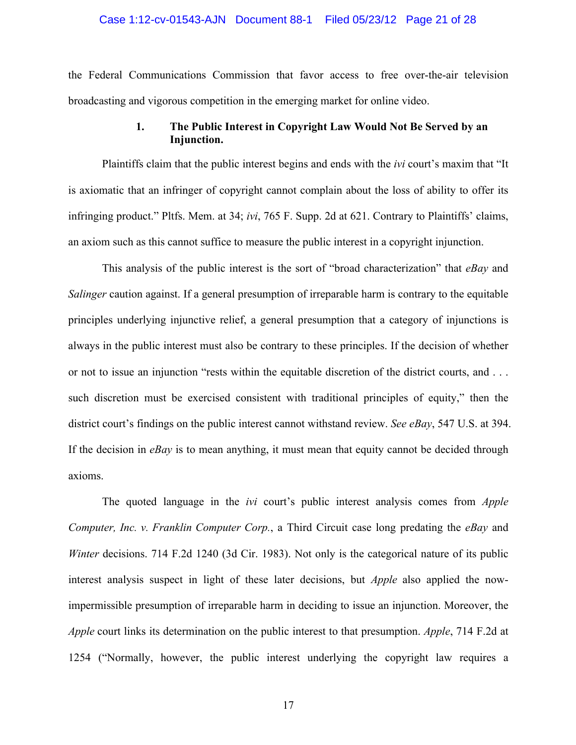the Federal Communications Commission that favor access to free over-the-air television broadcasting and vigorous competition in the emerging market for online video.

### 1. The Public Interest in Copyright Law Would Not Be Served by an Injunction.

Plaintiffs claim that the public interest begins and ends with the *ivi* court's maxim that "It is axiomatic that an infringer of copyright cannot complain about the loss of ability to offer its infringing product." Pltfs. Mem. at 34; *ivi*, 765 F. Supp. 2d at 621. Contrary to Plaintiffs' claims, an axiom such as this cannot suffice to measure the public interest in a copyright injunction.

This analysis of the public interest is the sort of "broad characterization" that *eBay* and *Salinger* caution against. If a general presumption of irreparable harm is contrary to the equitable principles underlying injunctive relief, a general presumption that a category of injunctions is always in the public interest must also be contrary to these principles. If the decision of whether or not to issue an injunction "rests within the equitable discretion of the district courts, and . . . such discretion must be exercised consistent with traditional principles of equity," then the district court's findings on the public interest cannot withstand review. *See eBay*, 547 U.S. at 394. If the decision in *eBay* is to mean anything, it must mean that equity cannot be decided through axioms.

The quoted language in the *ivi* court's public interest analysis comes from *Apple Computer, Inc. v. Franklin Computer Corp.*, a Third Circuit case long predating the *eBay* and *Winter* decisions. 714 F.2d 1240 (3d Cir. 1983). Not only is the categorical nature of its public interest analysis suspect in light of these later decisions, but *Apple* also applied the now-impermissible presumption of irreparable harm in deciding to issue an injunction. Moreover, the *Apple* court links its determination on the public interest to that presumption. *Apple*, 714 F.2d at 1254 ("Normally, however, the public interest underlying the copyright law requires a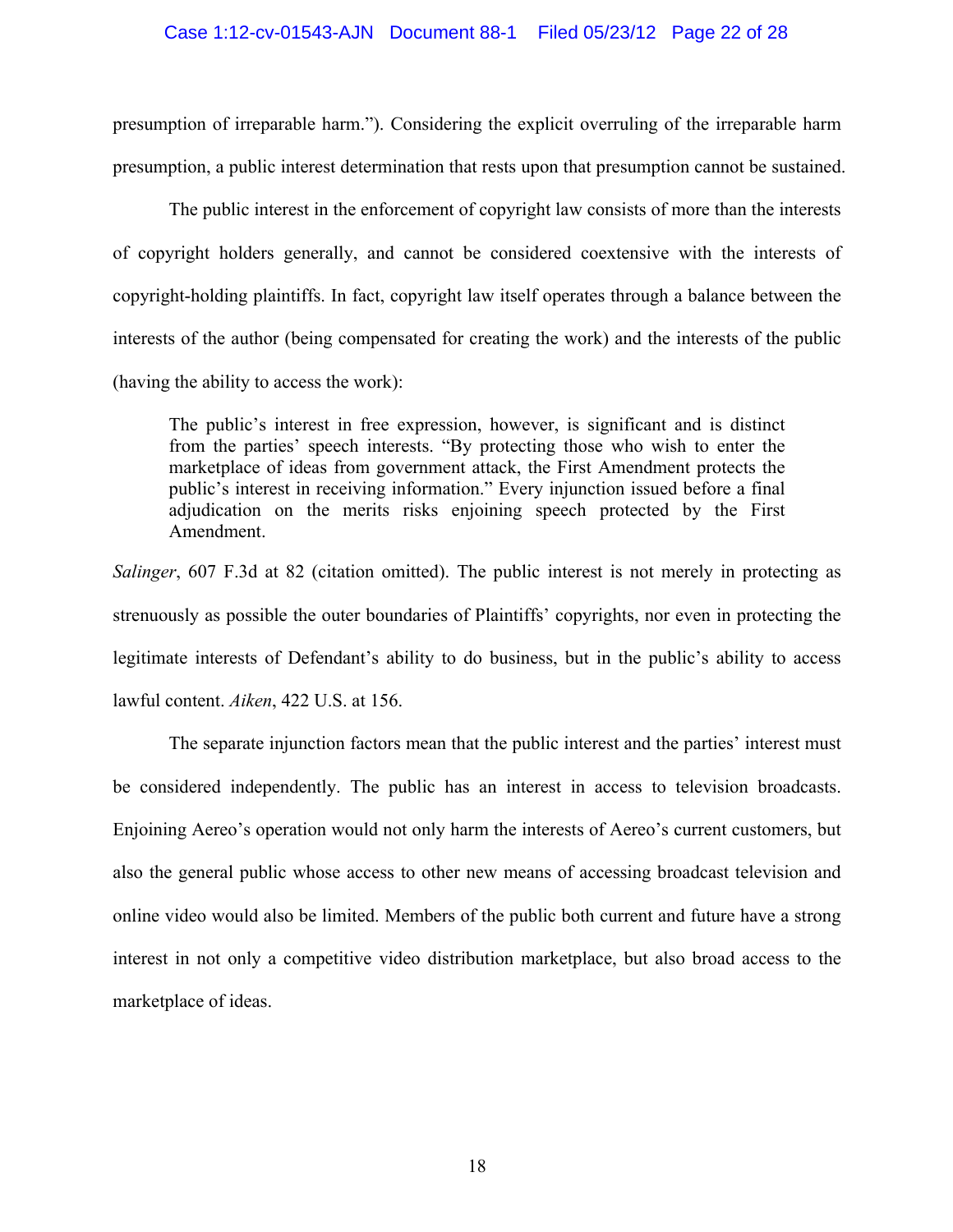presumption of irreparable harm."). Considering the explicit overruling of the irreparable harm presumption, a public interest determination that rests upon that presumption cannot be sustained.

The public interest in the enforcement of copyright law consists of more than the interests of copyright holders generally, and cannot be considered coextensive with the interests of copyright-holding plaintiffs. In fact, copyright law itself operates through a balance between the interests of the author (being compensated for creating the work) and the interests of the public (having the ability to access the work):

> The public's interest in free expression, however, is significant and is distinct from the parties' speech interests. "By protecting those who wish to enter the marketplace of ideas from government attack, the First Amendment protects the public's interest in receiving information." Every injunction issued before a final adjudication on the merits risks enjoining speech protected by the First Amendment.

*Salinger*, 607 F.3d at 82 (citation omitted). The public interest is not merely in protecting as strenuously as possible the outer boundaries of Plaintiffs' copyrights, nor even in protecting the legitimate interests of Defendant's ability to do business, but in the public's ability to access lawful content. *Aiken*, 422 U.S. at 156.

The separate injunction factors mean that the public interest and the parties' interest must be considered independently. The public has an interest in access to television broadcasts. Enjoining Aereo's operation would not only harm the interests of Aereo's current customers, but also the general public whose access to other new means of accessing broadcast television and online video would also be limited. Members of the public both current and future have a strong interest in not only a competitive video distribution marketplace, but also broad access to the marketplace of ideas.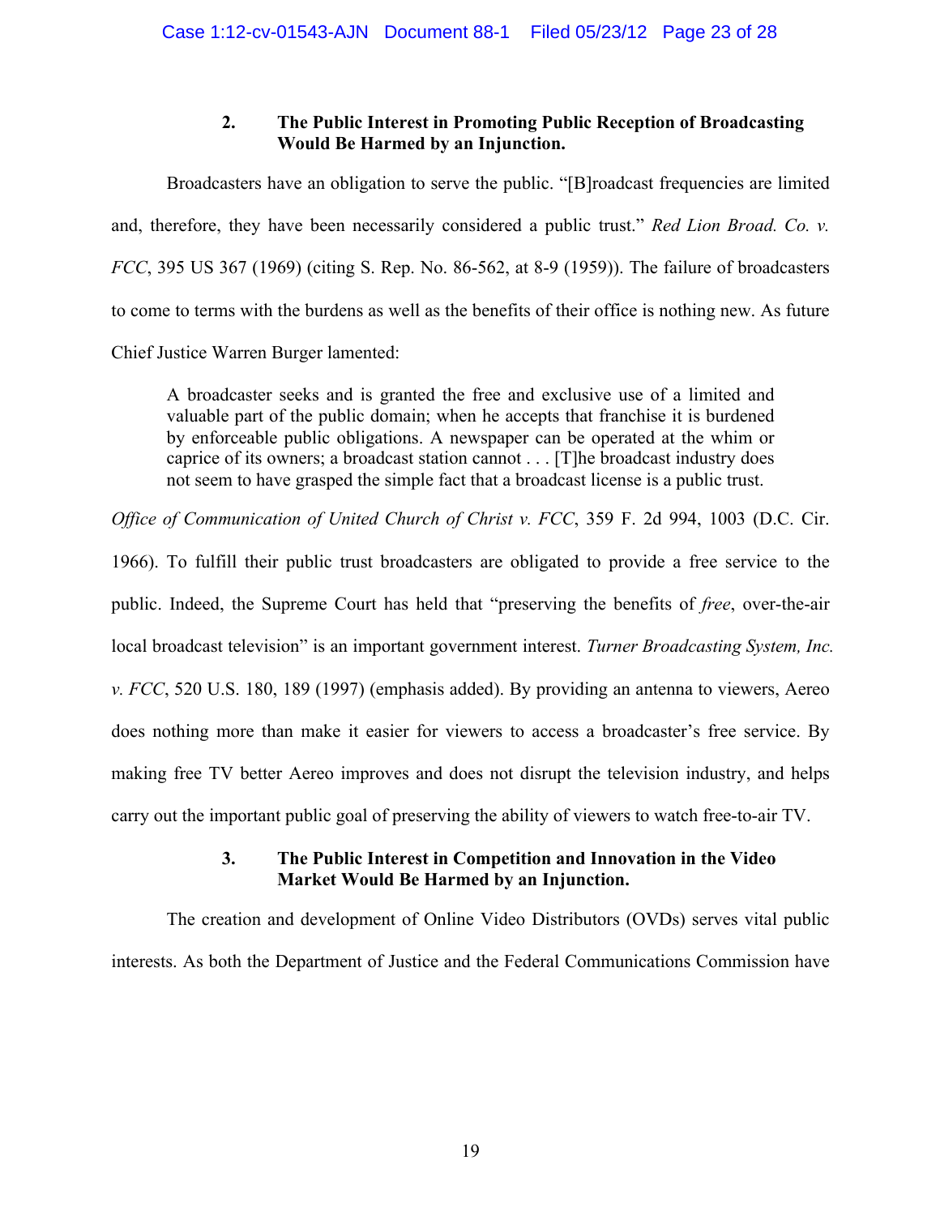### 2. The Public Interest in Promoting Public Reception of Broadcasting Would Be Harmed by an Injunction.

Broadcasters have an obligation to serve the public. "[B]roadcast frequencies are limited and, therefore, they have been necessarily considered a public trust." *Red Lion Broad. Co. v. FCC*, 395 US 367 (1969) (citing S. Rep. No. 86-562, at 8-9 (1959)). The failure of broadcasters to come to terms with the burdens as well as the benefits of their office is nothing new. As future Chief Justice Warren Burger lamented:

> A broadcaster seeks and is granted the free and exclusive use of a limited and valuable part of the public domain; when he accepts that franchise it is burdened by enforceable public obligations. A newspaper can be operated at the whim or caprice of its owners; a broadcast station cannot . . . [T]he broadcast industry does not seem to have grasped the simple fact that a broadcast license is a public trust.

*Office of Communication of United Church of Christ v. FCC*, 359 F. 2d 994, 1003 (D.C. Cir. 1966). To fulfill their public trust broadcasters are obligated to provide a free service to the public. Indeed, the Supreme Court has held that "preserving the benefits of *free*, over-the-air local broadcast television" is an important government interest. *Turner Broadcasting System, Inc. v. FCC*, 520 U.S. 180, 189 (1997) (emphasis added). By providing an antenna to viewers, Aereo does nothing more than make it easier for viewers to access a broadcaster's free service. By making free TV better Aereo improves and does not disrupt the television industry, and helps carry out the important public goal of preserving the ability of viewers to watch free-to-air TV.

### 3. The Public Interest in Competition and Innovation in the Video Market Would Be Harmed by an Injunction.

The creation and development of Online Video Distributors (OVDs) serves vital public interests. As both the Department of Justice and the Federal Communications Commission have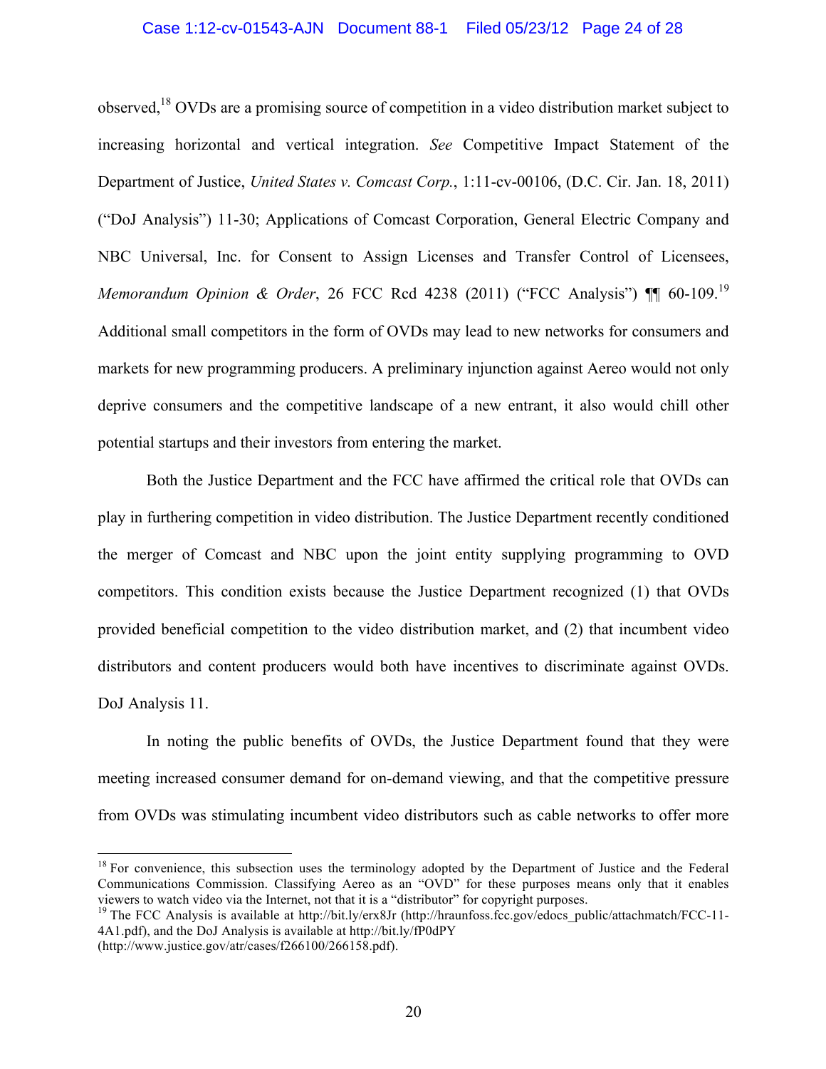observed,[18] OVDs are a promising source of competition in a video distribution market subject to increasing horizontal and vertical integration. *See* Competitive Impact Statement of the Department of Justice, *United States v. Comcast Corp.*, 1:11-cv-00106, (D.C. Cir. Jan. 18, 2011) ("DoJ Analysis") 11-30; Applications of Comcast Corporation, General Electric Company and NBC Universal, Inc. for Consent to Assign Licenses and Transfer Control of Licensees, *Memorandum Opinion & Order*, 26 FCC Rcd 4238 (2011) ("FCC Analysis") ¶¶ 60-109.[19] Additional small competitors in the form of OVDs may lead to new networks for consumers and markets for new programming producers. A preliminary injunction against Aereo would not only deprive consumers and the competitive landscape of a new entrant, it also would chill other potential startups and their investors from entering the market.

Both the Justice Department and the FCC have affirmed the critical role that OVDs can play in furthering competition in video distribution. The Justice Department recently conditioned the merger of Comcast and NBC upon the joint entity supplying programming to OVD competitors. This condition exists because the Justice Department recognized (1) that OVDs provided beneficial competition to the video distribution market, and (2) that incumbent video distributors and content producers would both have incentives to discriminate against OVDs. DoJ Analysis 11.

In noting the public benefits of OVDs, the Justice Department found that they were meeting increased consumer demand for on-demand viewing, and that the competitive pressure from OVDs was stimulating incumbent video distributors such as cable networks to offer more

---

[18] For convenience, this subsection uses the terminology adopted by the Department of Justice and the Federal Communications Commission. Classifying Aereo as an "OVD" for these purposes means only that it enables viewers to watch video via the Internet, not that it is a "distributor" for copyright purposes.

[19] The FCC Analysis is available at http://bit.ly/erx8Jr (http://hraunfoss.fcc.gov/edocs_public/attachmatch/FCC-11-4A1.pdf), and the DoJ Analysis is available at http://bit.ly/fP0dPY (http://www.justice.gov/atr/cases/f266100/266158.pdf).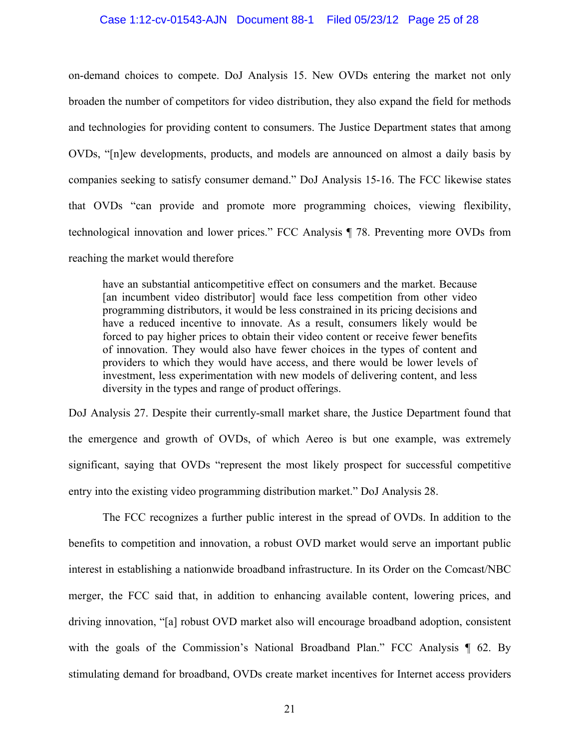on-demand choices to compete. DoJ Analysis 15. New OVDs entering the market not only broaden the number of competitors for video distribution, they also expand the field for methods and technologies for providing content to consumers. The Justice Department states that among OVDs, "[n]ew developments, products, and models are announced on almost a daily basis by companies seeking to satisfy consumer demand." DoJ Analysis 15-16. The FCC likewise states that OVDs "can provide and promote more programming choices, viewing flexibility, technological innovation and lower prices." FCC Analysis ¶ 78. Preventing more OVDs from reaching the market would therefore

> have an substantial anticompetitive effect on consumers and the market. Because [an incumbent video distributor] would face less competition from other video programming distributors, it would be less constrained in its pricing decisions and have a reduced incentive to innovate. As a result, consumers likely would be forced to pay higher prices to obtain their video content or receive fewer benefits of innovation. They would also have fewer choices in the types of content and providers to which they would have access, and there would be lower levels of investment, less experimentation with new models of delivering content, and less diversity in the types and range of product offerings.

DoJ Analysis 27. Despite their currently-small market share, the Justice Department found that the emergence and growth of OVDs, of which Aereo is but one example, was extremely significant, saying that OVDs "represent the most likely prospect for successful competitive entry into the existing video programming distribution market." DoJ Analysis 28.

The FCC recognizes a further public interest in the spread of OVDs. In addition to the benefits to competition and innovation, a robust OVD market would serve an important public interest in establishing a nationwide broadband infrastructure. In its Order on the Comcast/NBC merger, the FCC said that, in addition to enhancing available content, lowering prices, and driving innovation, "[a] robust OVD market also will encourage broadband adoption, consistent with the goals of the Commission's National Broadband Plan." FCC Analysis ¶ 62. By stimulating demand for broadband, OVDs create market incentives for Internet access providers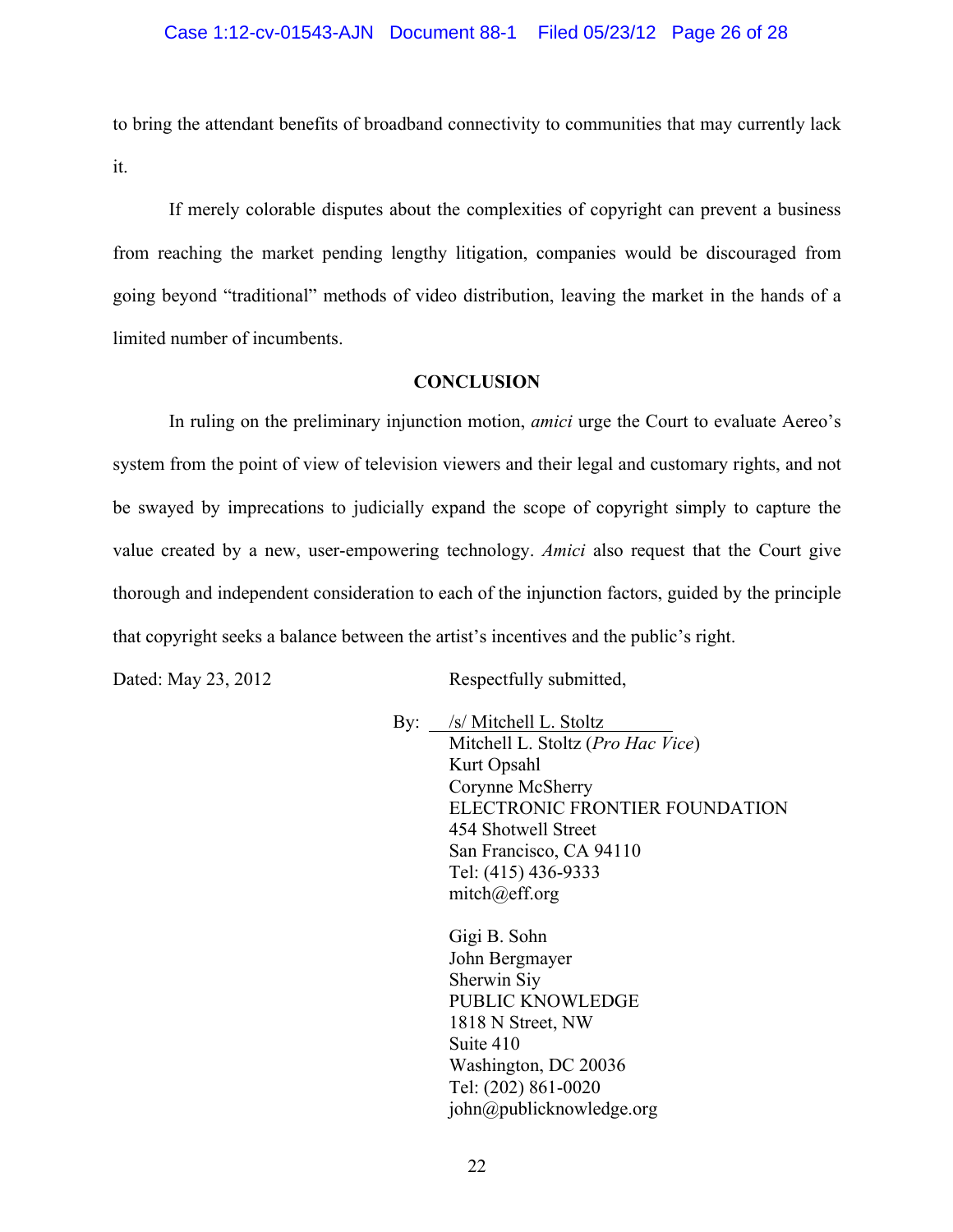to bring the attendant benefits of broadband connectivity to communities that may currently lack it.

If merely colorable disputes about the complexities of copyright can prevent a business from reaching the market pending lengthy litigation, companies would be discouraged from going beyond "traditional" methods of video distribution, leaving the market in the hands of a limited number of incumbents.

## CONCLUSION

In ruling on the preliminary injunction motion, *amici* urge the Court to evaluate Aereo's system from the point of view of television viewers and their legal and customary rights, and not be swayed by imprecations to judicially expand the scope of copyright simply to capture the value created by a new, user-empowering technology. *Amici* also request that the Court give thorough and independent consideration to each of the injunction factors, guided by the principle that copyright seeks a balance between the artist's incentives and the public's right.

Dated: May 23, 2012

Respectfully submitted,

By: /s/ Mitchell L. Stoltz
Mitchell L. Stoltz (*Pro Hac Vice*)
Kurt Opsahl
Corynne McSherry
ELECTRONIC FRONTIER FOUNDATION
454 Shotwell Street
San Francisco, CA 94110
Tel: (415) 436-9333
mitch@eff.org

Gigi B. Sohn
John Bergmayer
Sherwin Siy
PUBLIC KNOWLEDGE
1818 N Street, NW
Suite 410
Washington, DC 20036
Tel: (202) 861-0020
john@publicknowledge.org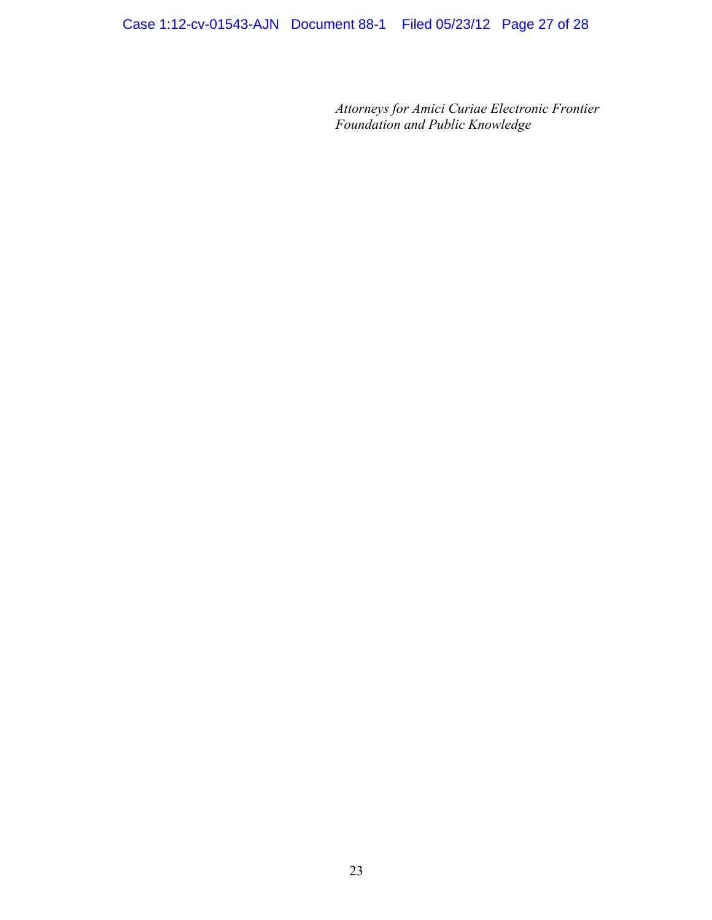*Attorneys for Amici Curiae Electronic Frontier Foundation and Public Knowledge*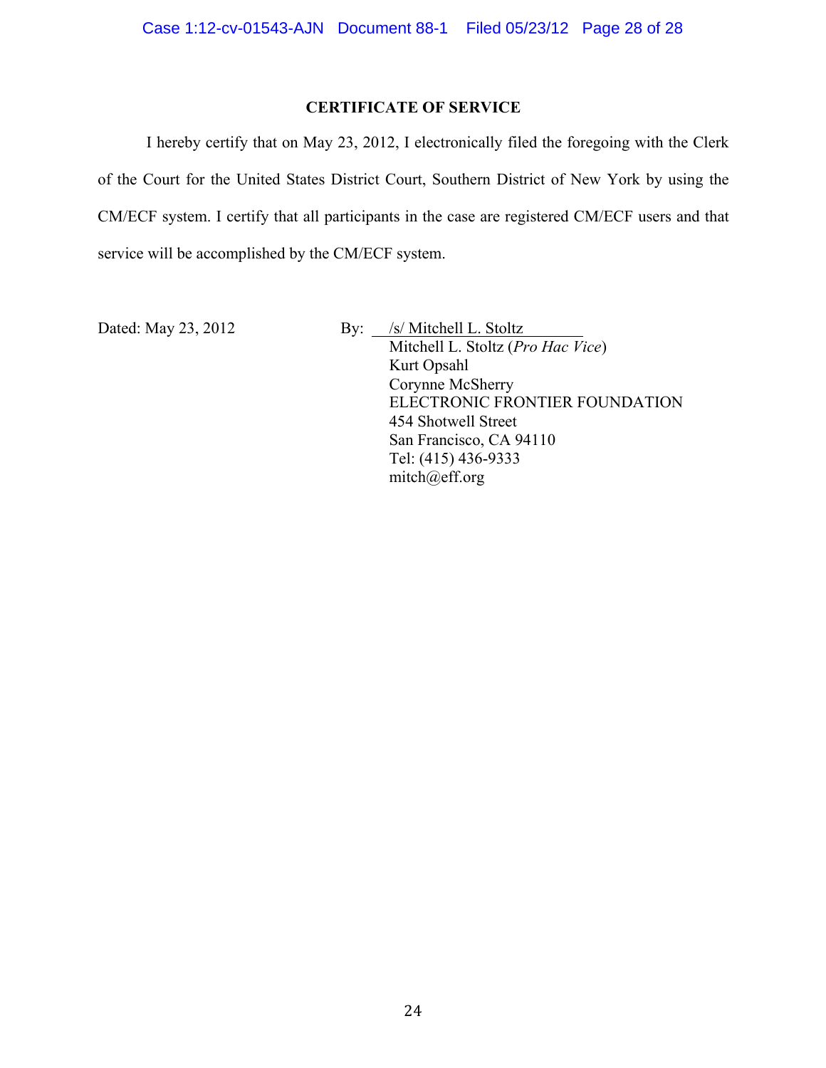## CERTIFICATE OF SERVICE

I hereby certify that on May 23, 2012, I electronically filed the foregoing with the Clerk of the Court for the United States District Court, Southern District of New York by using the CM/ECF system. I certify that all participants in the case are registered CM/ECF users and that service will be accomplished by the CM/ECF system.

Dated: May 23, 2012

By: /s/ Mitchell L. Stoltz

Mitchell L. Stoltz (*Pro Hac Vice*)
Kurt Opsahl
Corynne McSherry
ELECTRONIC FRONTIER FOUNDATION
454 Shotwell Street
San Francisco, CA 94110
Tel: (415) 436-9333
mitch@eff.org